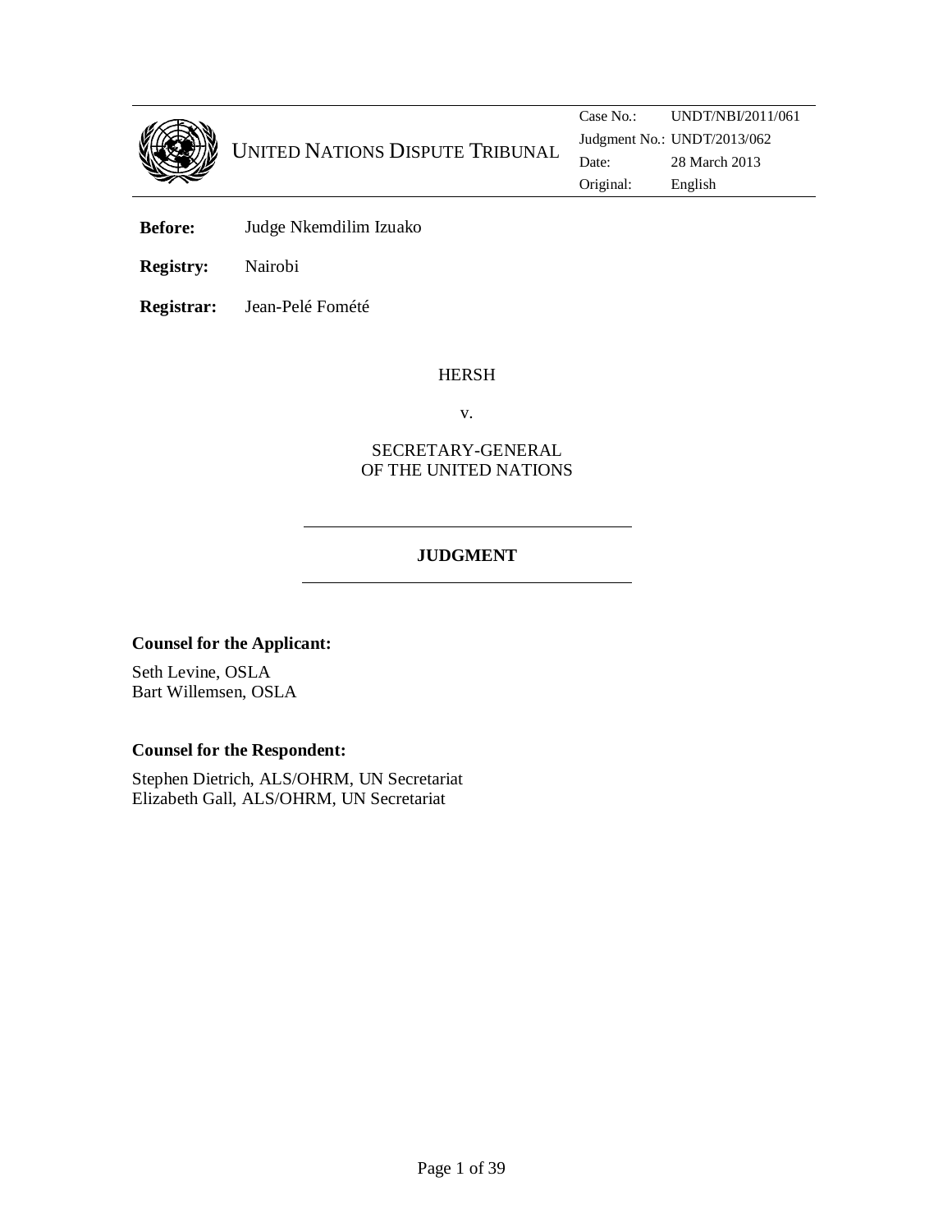UNITED NATIONS DISPUTE TRIBUNAL

| | |
|---|---|
| Case No.: | UNDT/NBI/2011/061 |
| Judgment No.: | UNDT/2013/062 |
| Date: | 28 March 2013 |
| Original: | English |

**Before:** Judge Nkemdilim Izuako

**Registry:** Nairobi

**Registrar:** Jean-Pelé Fomété

HERSH

v.

SECRETARY-GENERAL
OF THE UNITED NATIONS

## JUDGMENT

**Counsel for the Applicant:**

Seth Levine, OSLA
Bart Willemsen, OSLA

**Counsel for the Respondent:**

Stephen Dietrich, ALS/OHRM, UN Secretariat
Elizabeth Gall, ALS/OHRM, UN Secretariat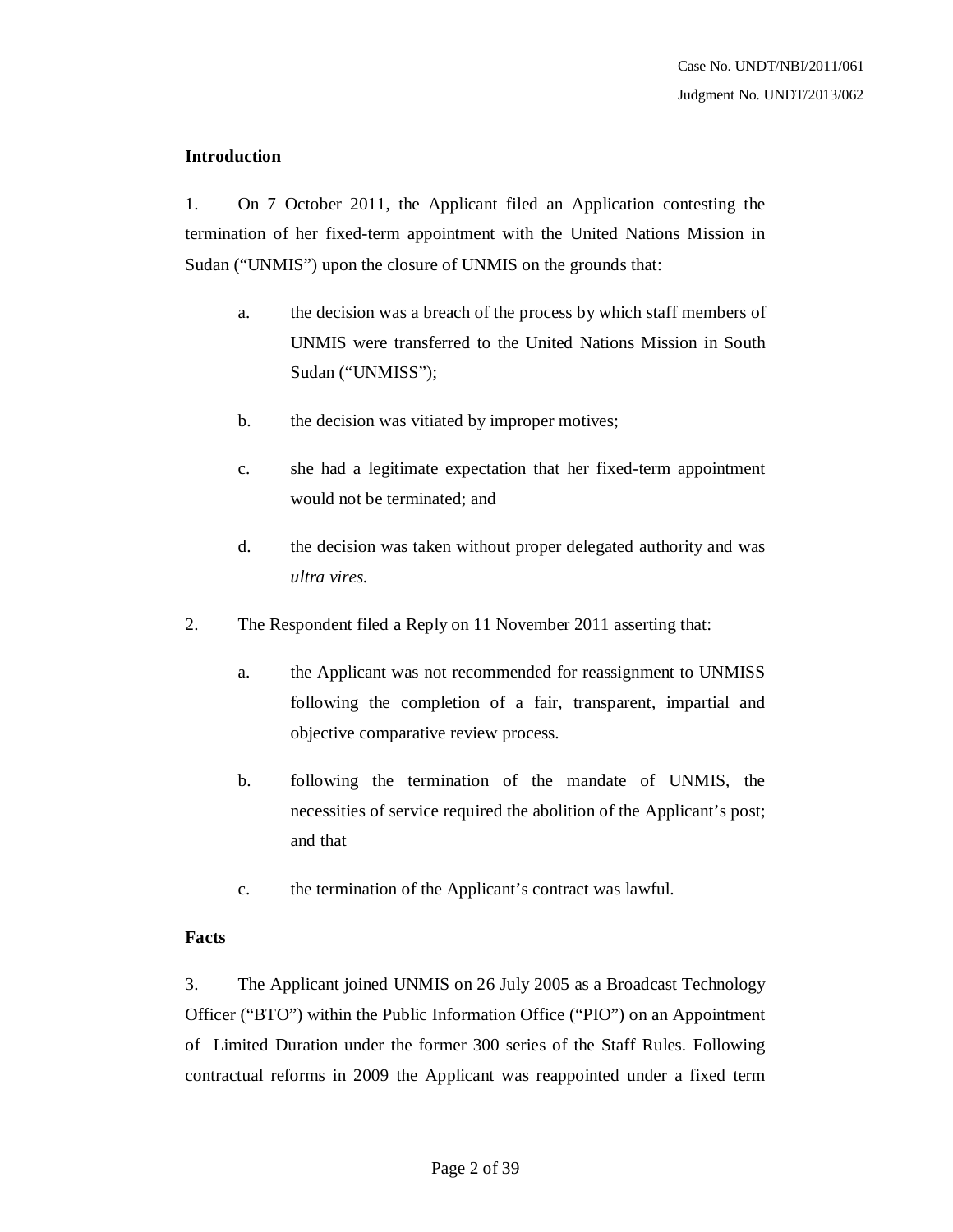**Introduction**

1. On 7 October 2011, the Applicant filed an Application contesting the termination of her fixed-term appointment with the United Nations Mission in Sudan ("UNMIS") upon the closure of UNMIS on the grounds that:

   a. the decision was a breach of the process by which staff members of UNMIS were transferred to the United Nations Mission in South Sudan ("UNMISS");

   b. the decision was vitiated by improper motives;

   c. she had a legitimate expectation that her fixed-term appointment would not be terminated; and

   d. the decision was taken without proper delegated authority and was *ultra vires.*

2. The Respondent filed a Reply on 11 November 2011 asserting that:

   a. the Applicant was not recommended for reassignment to UNMISS following the completion of a fair, transparent, impartial and objective comparative review process.

   b. following the termination of the mandate of UNMIS, the necessities of service required the abolition of the Applicant's post; and that

   c. the termination of the Applicant's contract was lawful.

**Facts**

3. The Applicant joined UNMIS on 26 July 2005 as a Broadcast Technology Officer ("BTO") within the Public Information Office ("PIO") on an Appointment of Limited Duration under the former 300 series of the Staff Rules. Following contractual reforms in 2009 the Applicant was reappointed under a fixed term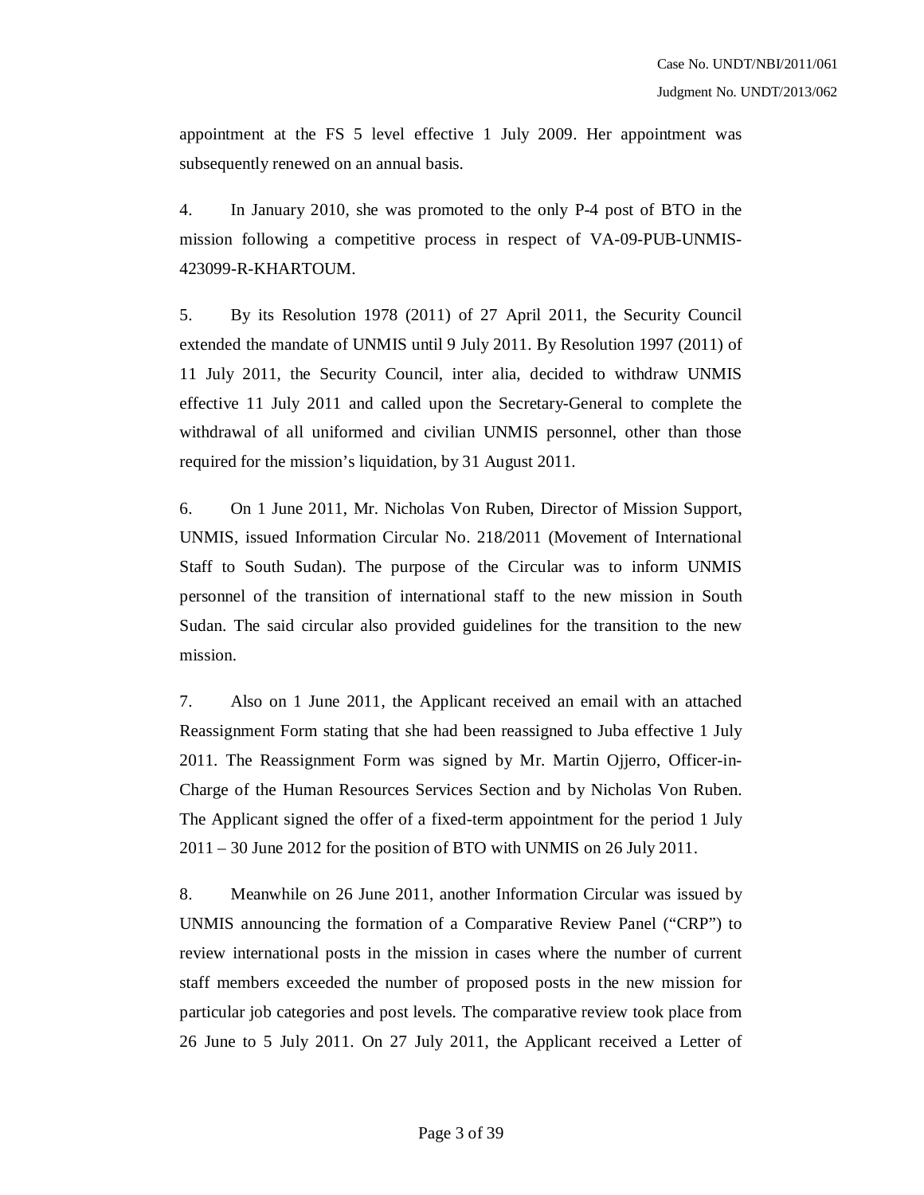appointment at the FS 5 level effective 1 July 2009. Her appointment was subsequently renewed on an annual basis.

4. In January 2010, she was promoted to the only P-4 post of BTO in the mission following a competitive process in respect of VA-09-PUB-UNMIS-423099-R-KHARTOUM.

5. By its Resolution 1978 (2011) of 27 April 2011, the Security Council extended the mandate of UNMIS until 9 July 2011. By Resolution 1997 (2011) of 11 July 2011, the Security Council, inter alia, decided to withdraw UNMIS effective 11 July 2011 and called upon the Secretary-General to complete the withdrawal of all uniformed and civilian UNMIS personnel, other than those required for the mission's liquidation, by 31 August 2011.

6. On 1 June 2011, Mr. Nicholas Von Ruben, Director of Mission Support, UNMIS, issued Information Circular No. 218/2011 (Movement of International Staff to South Sudan). The purpose of the Circular was to inform UNMIS personnel of the transition of international staff to the new mission in South Sudan. The said circular also provided guidelines for the transition to the new mission.

7. Also on 1 June 2011, the Applicant received an email with an attached Reassignment Form stating that she had been reassigned to Juba effective 1 July 2011. The Reassignment Form was signed by Mr. Martin Ojjerro, Officer-in-Charge of the Human Resources Services Section and by Nicholas Von Ruben. The Applicant signed the offer of a fixed-term appointment for the period 1 July 2011 – 30 June 2012 for the position of BTO with UNMIS on 26 July 2011.

8. Meanwhile on 26 June 2011, another Information Circular was issued by UNMIS announcing the formation of a Comparative Review Panel ("CRP") to review international posts in the mission in cases where the number of current staff members exceeded the number of proposed posts in the new mission for particular job categories and post levels. The comparative review took place from 26 June to 5 July 2011. On 27 July 2011, the Applicant received a Letter of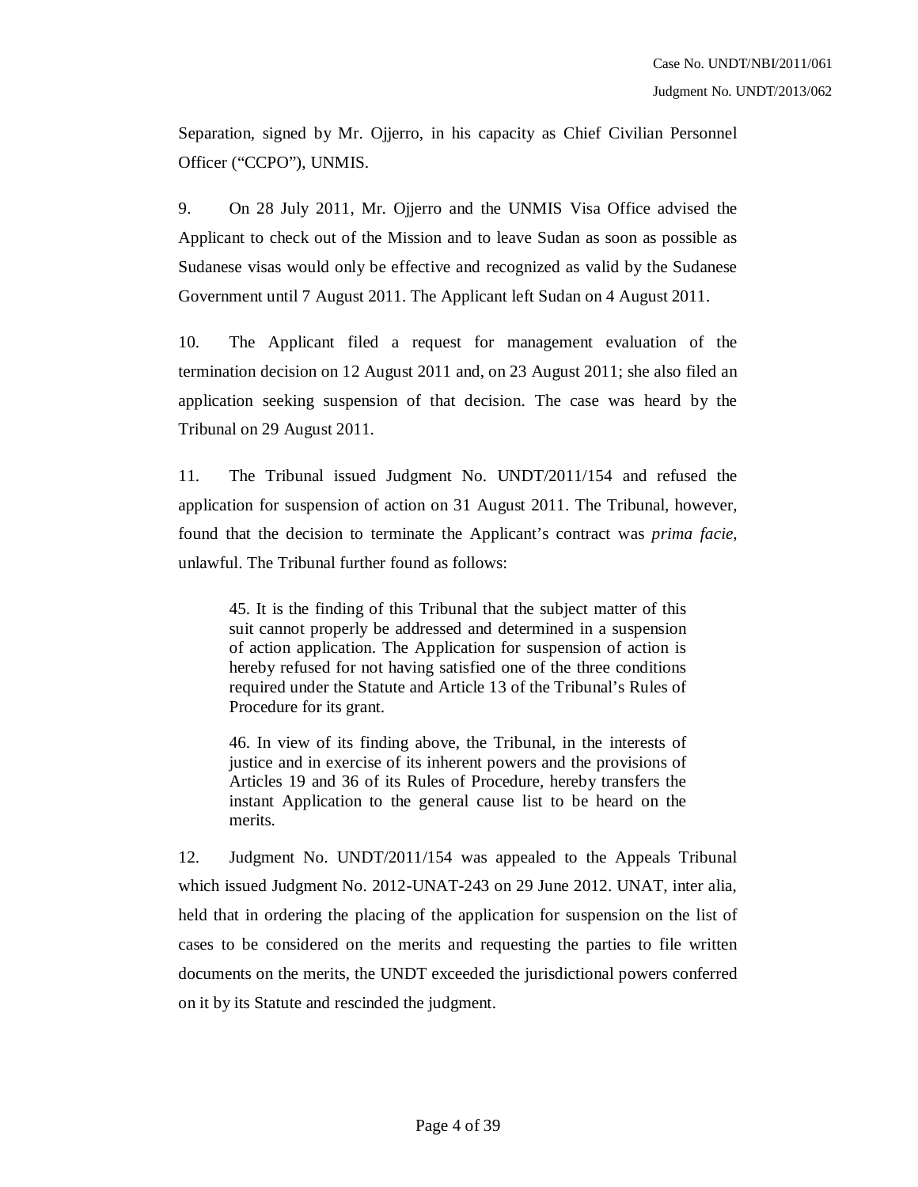Separation, signed by Mr. Ojjerro, in his capacity as Chief Civilian Personnel Officer ("CCPO"), UNMIS.

9. On 28 July 2011, Mr. Ojjerro and the UNMIS Visa Office advised the Applicant to check out of the Mission and to leave Sudan as soon as possible as Sudanese visas would only be effective and recognized as valid by the Sudanese Government until 7 August 2011. The Applicant left Sudan on 4 August 2011.

10. The Applicant filed a request for management evaluation of the termination decision on 12 August 2011 and, on 23 August 2011; she also filed an application seeking suspension of that decision. The case was heard by the Tribunal on 29 August 2011.

11. The Tribunal issued Judgment No. UNDT/2011/154 and refused the application for suspension of action on 31 August 2011. The Tribunal, however, found that the decision to terminate the Applicant's contract was *prima facie*, unlawful. The Tribunal further found as follows:

> 45. It is the finding of this Tribunal that the subject matter of this suit cannot properly be addressed and determined in a suspension of action application. The Application for suspension of action is hereby refused for not having satisfied one of the three conditions required under the Statute and Article 13 of the Tribunal's Rules of Procedure for its grant.
>
> 46. In view of its finding above, the Tribunal, in the interests of justice and in exercise of its inherent powers and the provisions of Articles 19 and 36 of its Rules of Procedure, hereby transfers the instant Application to the general cause list to be heard on the merits.

12. Judgment No. UNDT/2011/154 was appealed to the Appeals Tribunal which issued Judgment No. 2012-UNAT-243 on 29 June 2012. UNAT, inter alia, held that in ordering the placing of the application for suspension on the list of cases to be considered on the merits and requesting the parties to file written documents on the merits, the UNDT exceeded the jurisdictional powers conferred on it by its Statute and rescinded the judgment.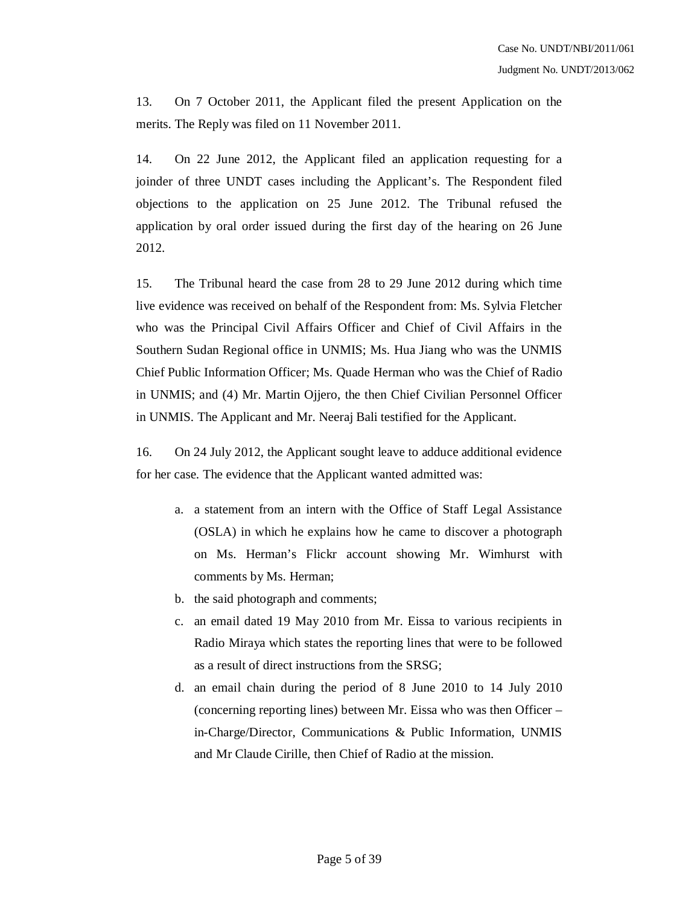13. On 7 October 2011, the Applicant filed the present Application on the merits. The Reply was filed on 11 November 2011.

14. On 22 June 2012, the Applicant filed an application requesting for a joinder of three UNDT cases including the Applicant's. The Respondent filed objections to the application on 25 June 2012. The Tribunal refused the application by oral order issued during the first day of the hearing on 26 June 2012.

15. The Tribunal heard the case from 28 to 29 June 2012 during which time live evidence was received on behalf of the Respondent from: Ms. Sylvia Fletcher who was the Principal Civil Affairs Officer and Chief of Civil Affairs in the Southern Sudan Regional office in UNMIS; Ms. Hua Jiang who was the UNMIS Chief Public Information Officer; Ms. Quade Herman who was the Chief of Radio in UNMIS; and (4) Mr. Martin Ojjero, the then Chief Civilian Personnel Officer in UNMIS. The Applicant and Mr. Neeraj Bali testified for the Applicant.

16. On 24 July 2012, the Applicant sought leave to adduce additional evidence for her case. The evidence that the Applicant wanted admitted was:

a. a statement from an intern with the Office of Staff Legal Assistance (OSLA) in which he explains how he came to discover a photograph on Ms. Herman's Flickr account showing Mr. Wimhurst with comments by Ms. Herman;

b. the said photograph and comments;

c. an email dated 19 May 2010 from Mr. Eissa to various recipients in Radio Miraya which states the reporting lines that were to be followed as a result of direct instructions from the SRSG;

d. an email chain during the period of 8 June 2010 to 14 July 2010 (concerning reporting lines) between Mr. Eissa who was then Officer – in-Charge/Director, Communications & Public Information, UNMIS and Mr Claude Cirille, then Chief of Radio at the mission.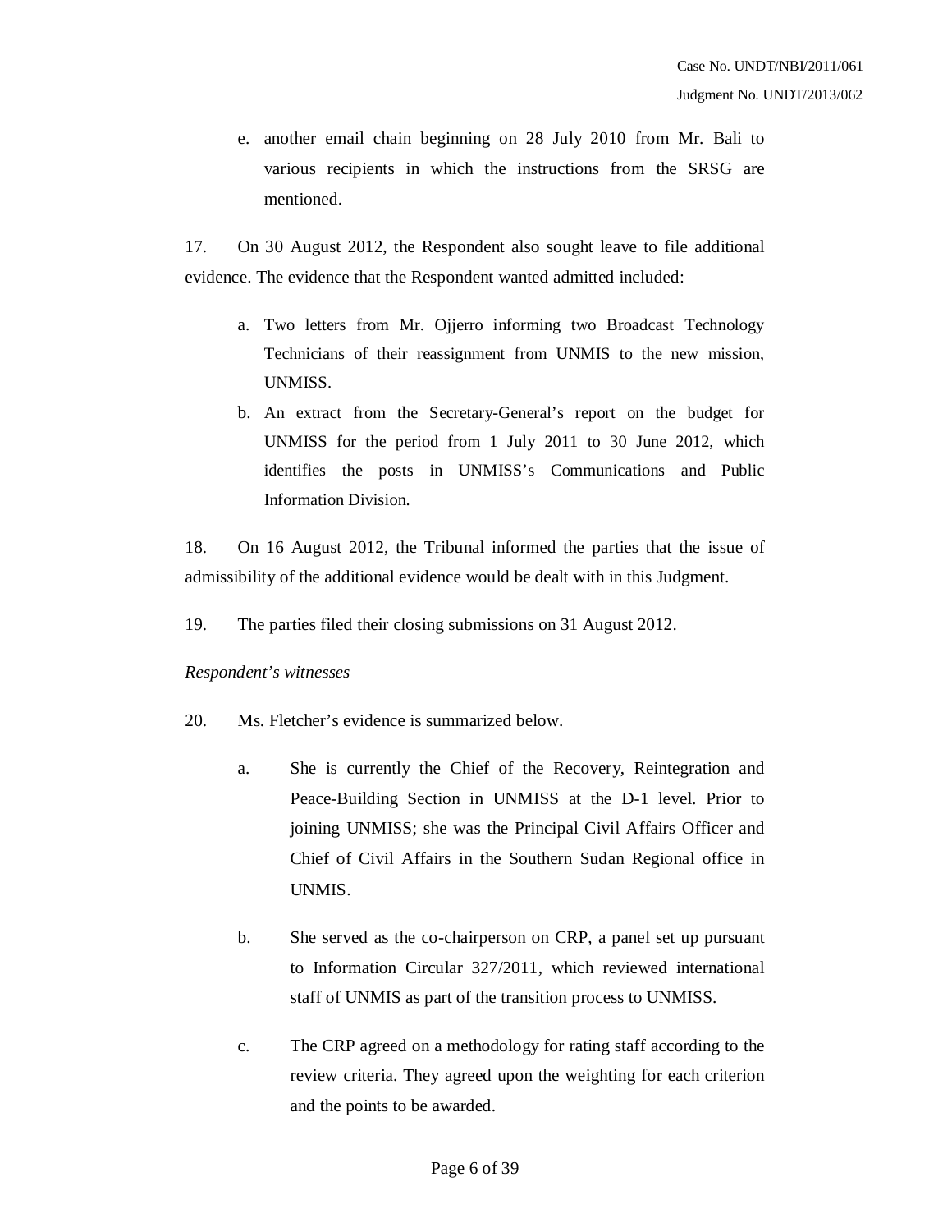e. another email chain beginning on 28 July 2010 from Mr. Bali to various recipients in which the instructions from the SRSG are mentioned.

17. On 30 August 2012, the Respondent also sought leave to file additional evidence. The evidence that the Respondent wanted admitted included:

a. Two letters from Mr. Ojjerro informing two Broadcast Technology Technicians of their reassignment from UNMIS to the new mission, UNMISS.

b. An extract from the Secretary-General's report on the budget for UNMISS for the period from 1 July 2011 to 30 June 2012, which identifies the posts in UNMISS's Communications and Public Information Division.

18. On 16 August 2012, the Tribunal informed the parties that the issue of admissibility of the additional evidence would be dealt with in this Judgment.

19. The parties filed their closing submissions on 31 August 2012.

*Respondent's witnesses*

20. Ms. Fletcher's evidence is summarized below.

a. She is currently the Chief of the Recovery, Reintegration and Peace-Building Section in UNMISS at the D-1 level. Prior to joining UNMISS; she was the Principal Civil Affairs Officer and Chief of Civil Affairs in the Southern Sudan Regional office in UNMIS.

b. She served as the co-chairperson on CRP, a panel set up pursuant to Information Circular 327/2011, which reviewed international staff of UNMIS as part of the transition process to UNMISS.

c. The CRP agreed on a methodology for rating staff according to the review criteria. They agreed upon the weighting for each criterion and the points to be awarded.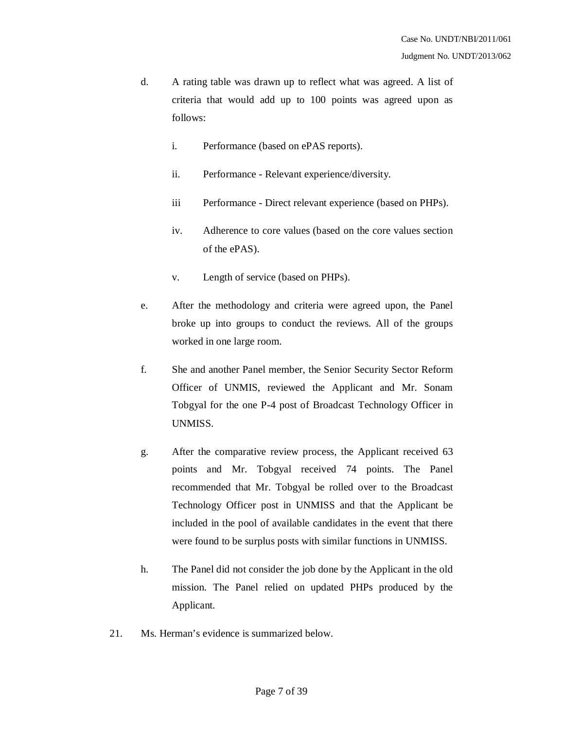d. A rating table was drawn up to reflect what was agreed. A list of criteria that would add up to 100 points was agreed upon as follows:

   i. Performance (based on ePAS reports).

   ii. Performance - Relevant experience/diversity.

   iii Performance - Direct relevant experience (based on PHPs).

   iv. Adherence to core values (based on the core values section of the ePAS).

   v. Length of service (based on PHPs).

e. After the methodology and criteria were agreed upon, the Panel broke up into groups to conduct the reviews. All of the groups worked in one large room.

f. She and another Panel member, the Senior Security Sector Reform Officer of UNMIS, reviewed the Applicant and Mr. Sonam Tobgyal for the one P-4 post of Broadcast Technology Officer in UNMISS.

g. After the comparative review process, the Applicant received 63 points and Mr. Tobgyal received 74 points. The Panel recommended that Mr. Tobgyal be rolled over to the Broadcast Technology Officer post in UNMISS and that the Applicant be included in the pool of available candidates in the event that there were found to be surplus posts with similar functions in UNMISS.

h. The Panel did not consider the job done by the Applicant in the old mission. The Panel relied on updated PHPs produced by the Applicant.

21. Ms. Herman's evidence is summarized below.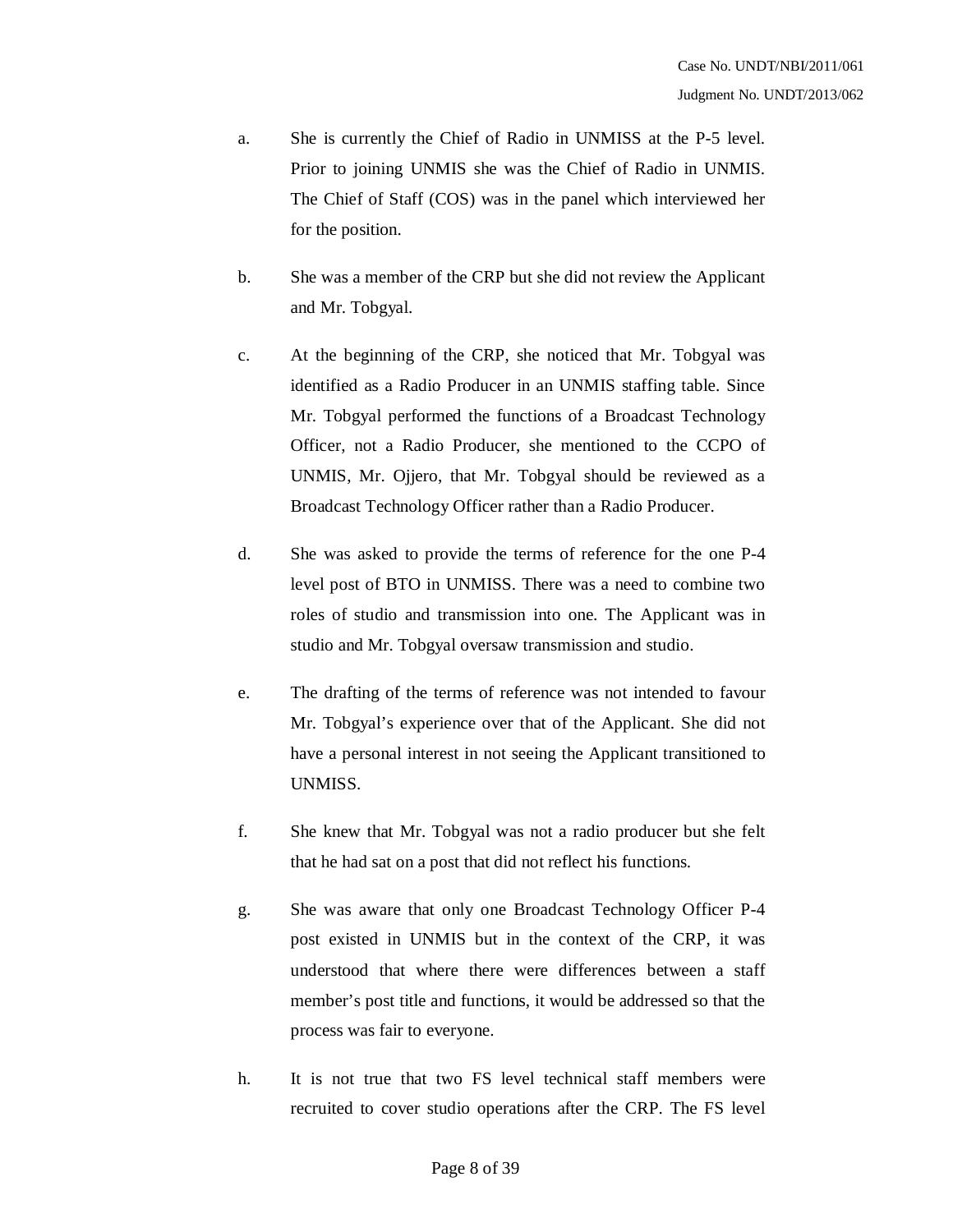a. She is currently the Chief of Radio in UNMISS at the P-5 level. Prior to joining UNMIS she was the Chief of Radio in UNMIS. The Chief of Staff (COS) was in the panel which interviewed her for the position.

b. She was a member of the CRP but she did not review the Applicant and Mr. Tobgyal.

c. At the beginning of the CRP, she noticed that Mr. Tobgyal was identified as a Radio Producer in an UNMIS staffing table. Since Mr. Tobgyal performed the functions of a Broadcast Technology Officer, not a Radio Producer, she mentioned to the CCPO of UNMIS, Mr. Ojjero, that Mr. Tobgyal should be reviewed as a Broadcast Technology Officer rather than a Radio Producer.

d. She was asked to provide the terms of reference for the one P-4 level post of BTO in UNMISS. There was a need to combine two roles of studio and transmission into one. The Applicant was in studio and Mr. Tobgyal oversaw transmission and studio.

e. The drafting of the terms of reference was not intended to favour Mr. Tobgyal's experience over that of the Applicant. She did not have a personal interest in not seeing the Applicant transitioned to UNMISS.

f. She knew that Mr. Tobgyal was not a radio producer but she felt that he had sat on a post that did not reflect his functions.

g. She was aware that only one Broadcast Technology Officer P-4 post existed in UNMIS but in the context of the CRP, it was understood that where there were differences between a staff member's post title and functions, it would be addressed so that the process was fair to everyone.

h. It is not true that two FS level technical staff members were recruited to cover studio operations after the CRP. The FS level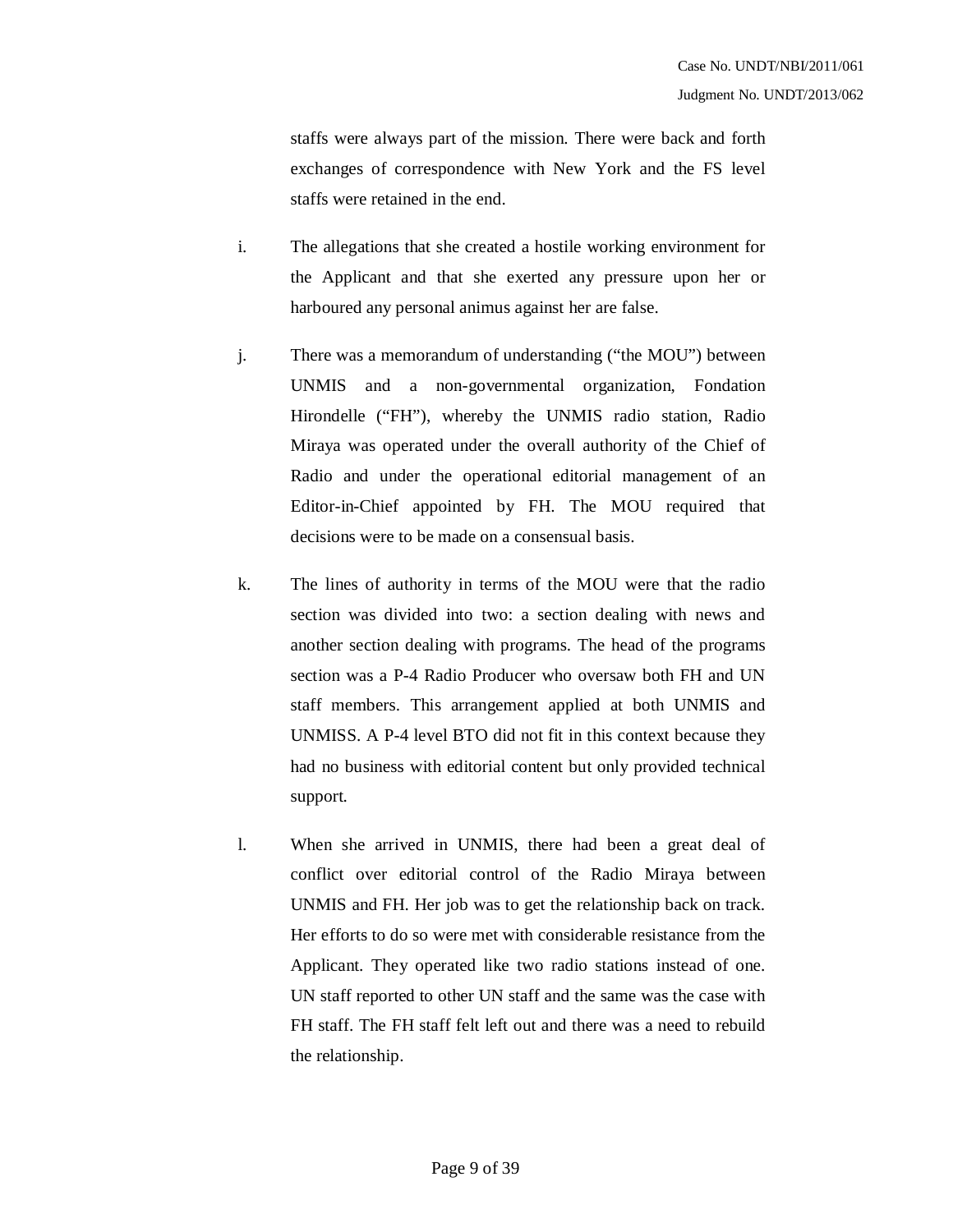staffs were always part of the mission. There were back and forth exchanges of correspondence with New York and the FS level staffs were retained in the end.

i. The allegations that she created a hostile working environment for the Applicant and that she exerted any pressure upon her or harboured any personal animus against her are false.

j. There was a memorandum of understanding ("the MOU") between UNMIS and a non-governmental organization, Fondation Hirondelle ("FH"), whereby the UNMIS radio station, Radio Miraya was operated under the overall authority of the Chief of Radio and under the operational editorial management of an Editor-in-Chief appointed by FH. The MOU required that decisions were to be made on a consensual basis.

k. The lines of authority in terms of the MOU were that the radio section was divided into two: a section dealing with news and another section dealing with programs. The head of the programs section was a P-4 Radio Producer who oversaw both FH and UN staff members. This arrangement applied at both UNMIS and UNMISS. A P-4 level BTO did not fit in this context because they had no business with editorial content but only provided technical support.

l. When she arrived in UNMIS, there had been a great deal of conflict over editorial control of the Radio Miraya between UNMIS and FH. Her job was to get the relationship back on track. Her efforts to do so were met with considerable resistance from the Applicant. They operated like two radio stations instead of one. UN staff reported to other UN staff and the same was the case with FH staff. The FH staff felt left out and there was a need to rebuild the relationship.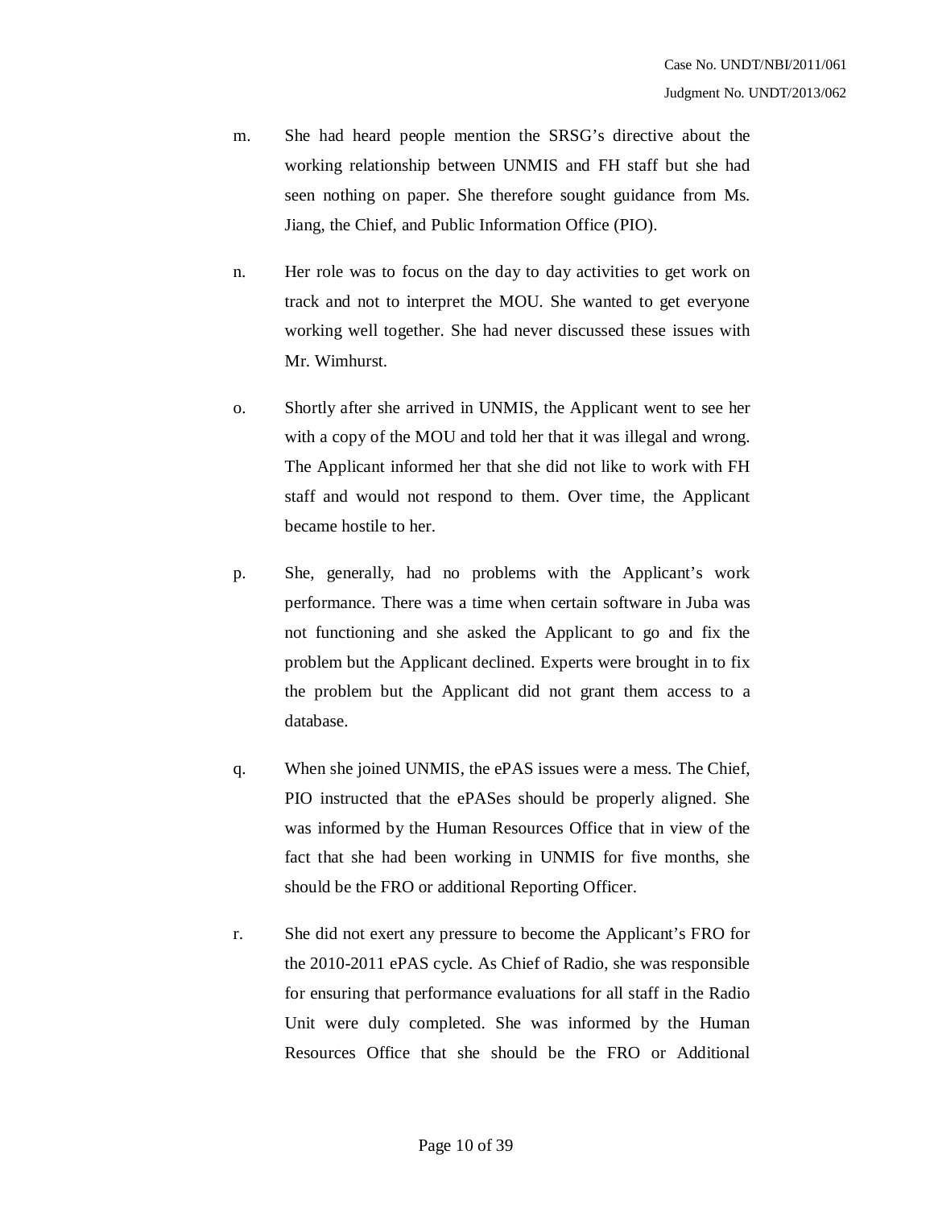m. She had heard people mention the SRSG's directive about the working relationship between UNMIS and FH staff but she had seen nothing on paper. She therefore sought guidance from Ms. Jiang, the Chief, and Public Information Office (PIO).

n. Her role was to focus on the day to day activities to get work on track and not to interpret the MOU. She wanted to get everyone working well together. She had never discussed these issues with Mr. Wimhurst.

o. Shortly after she arrived in UNMIS, the Applicant went to see her with a copy of the MOU and told her that it was illegal and wrong. The Applicant informed her that she did not like to work with FH staff and would not respond to them. Over time, the Applicant became hostile to her.

p. She, generally, had no problems with the Applicant's work performance. There was a time when certain software in Juba was not functioning and she asked the Applicant to go and fix the problem but the Applicant declined. Experts were brought in to fix the problem but the Applicant did not grant them access to a database.

q. When she joined UNMIS, the ePAS issues were a mess. The Chief, PIO instructed that the ePASes should be properly aligned. She was informed by the Human Resources Office that in view of the fact that she had been working in UNMIS for five months, she should be the FRO or additional Reporting Officer.

r. She did not exert any pressure to become the Applicant's FRO for the 2010-2011 ePAS cycle. As Chief of Radio, she was responsible for ensuring that performance evaluations for all staff in the Radio Unit were duly completed. She was informed by the Human Resources Office that she should be the FRO or Additional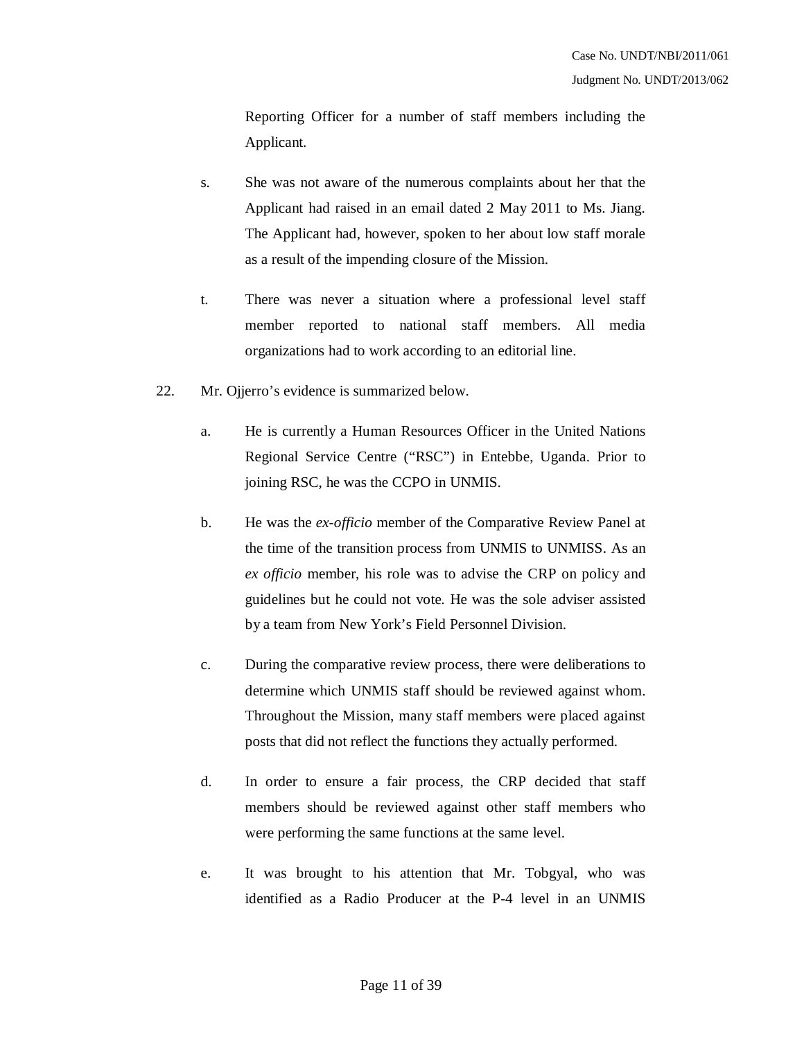Reporting Officer for a number of staff members including the Applicant.

s. She was not aware of the numerous complaints about her that the Applicant had raised in an email dated 2 May 2011 to Ms. Jiang. The Applicant had, however, spoken to her about low staff morale as a result of the impending closure of the Mission.

t. There was never a situation where a professional level staff member reported to national staff members. All media organizations had to work according to an editorial line.

22. Mr. Ojjerro's evidence is summarized below.

a. He is currently a Human Resources Officer in the United Nations Regional Service Centre ("RSC") in Entebbe, Uganda. Prior to joining RSC, he was the CCPO in UNMIS.

b. He was the *ex-officio* member of the Comparative Review Panel at the time of the transition process from UNMIS to UNMISS. As an *ex officio* member, his role was to advise the CRP on policy and guidelines but he could not vote. He was the sole adviser assisted by a team from New York's Field Personnel Division.

c. During the comparative review process, there were deliberations to determine which UNMIS staff should be reviewed against whom. Throughout the Mission, many staff members were placed against posts that did not reflect the functions they actually performed.

d. In order to ensure a fair process, the CRP decided that staff members should be reviewed against other staff members who were performing the same functions at the same level.

e. It was brought to his attention that Mr. Tobgyal, who was identified as a Radio Producer at the P-4 level in an UNMIS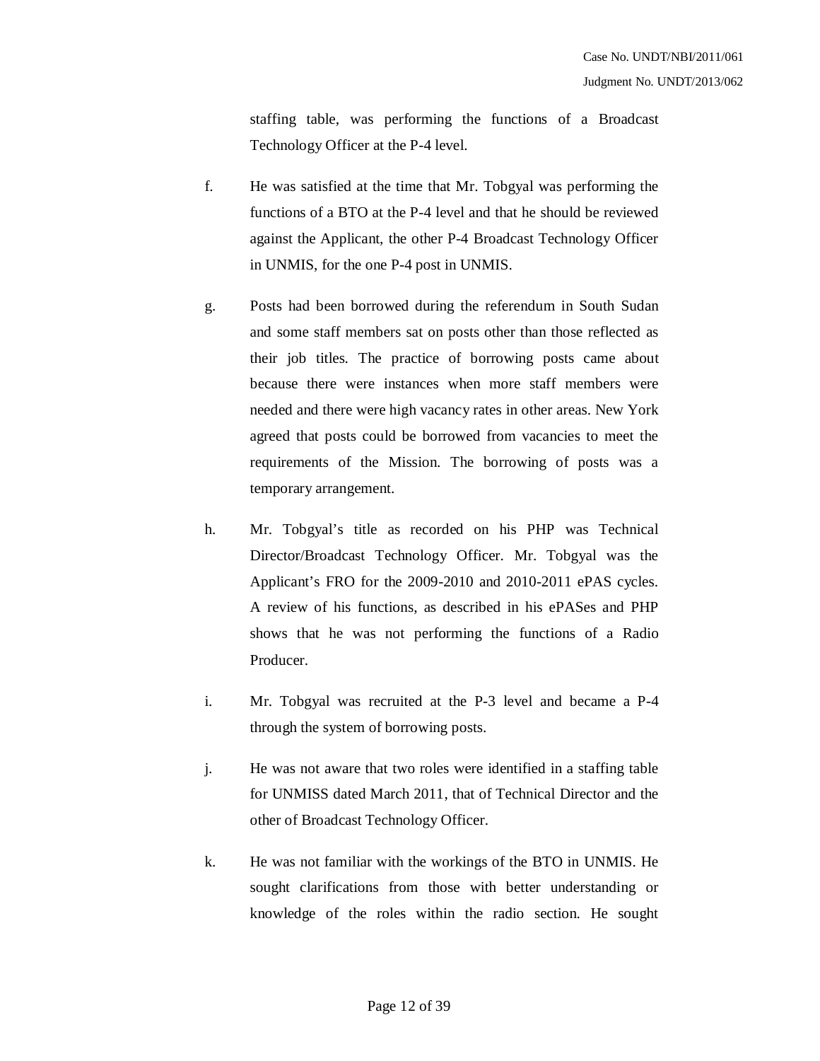staffing table, was performing the functions of a Broadcast Technology Officer at the P-4 level.

f. He was satisfied at the time that Mr. Tobgyal was performing the functions of a BTO at the P-4 level and that he should be reviewed against the Applicant, the other P-4 Broadcast Technology Officer in UNMIS, for the one P-4 post in UNMIS.

g. Posts had been borrowed during the referendum in South Sudan and some staff members sat on posts other than those reflected as their job titles. The practice of borrowing posts came about because there were instances when more staff members were needed and there were high vacancy rates in other areas. New York agreed that posts could be borrowed from vacancies to meet the requirements of the Mission. The borrowing of posts was a temporary arrangement.

h. Mr. Tobgyal's title as recorded on his PHP was Technical Director/Broadcast Technology Officer. Mr. Tobgyal was the Applicant's FRO for the 2009-2010 and 2010-2011 ePAS cycles. A review of his functions, as described in his ePASes and PHP shows that he was not performing the functions of a Radio Producer.

i. Mr. Tobgyal was recruited at the P-3 level and became a P-4 through the system of borrowing posts.

j. He was not aware that two roles were identified in a staffing table for UNMISS dated March 2011, that of Technical Director and the other of Broadcast Technology Officer.

k. He was not familiar with the workings of the BTO in UNMIS. He sought clarifications from those with better understanding or knowledge of the roles within the radio section. He sought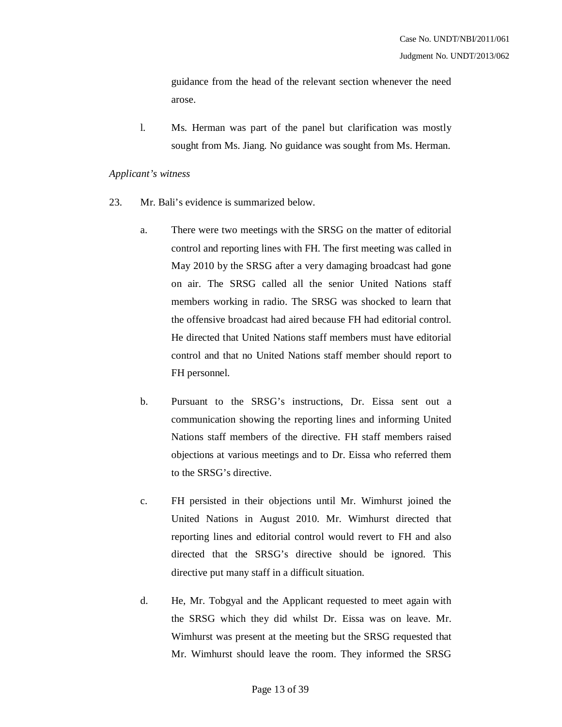guidance from the head of the relevant section whenever the need arose.

l. Ms. Herman was part of the panel but clarification was mostly sought from Ms. Jiang. No guidance was sought from Ms. Herman.

*Applicant's witness*

23. Mr. Bali's evidence is summarized below.

a. There were two meetings with the SRSG on the matter of editorial control and reporting lines with FH. The first meeting was called in May 2010 by the SRSG after a very damaging broadcast had gone on air. The SRSG called all the senior United Nations staff members working in radio. The SRSG was shocked to learn that the offensive broadcast had aired because FH had editorial control. He directed that United Nations staff members must have editorial control and that no United Nations staff member should report to FH personnel.

b. Pursuant to the SRSG's instructions, Dr. Eissa sent out a communication showing the reporting lines and informing United Nations staff members of the directive. FH staff members raised objections at various meetings and to Dr. Eissa who referred them to the SRSG's directive.

c. FH persisted in their objections until Mr. Wimhurst joined the United Nations in August 2010. Mr. Wimhurst directed that reporting lines and editorial control would revert to FH and also directed that the SRSG's directive should be ignored. This directive put many staff in a difficult situation.

d. He, Mr. Tobgyal and the Applicant requested to meet again with the SRSG which they did whilst Dr. Eissa was on leave. Mr. Wimhurst was present at the meeting but the SRSG requested that Mr. Wimhurst should leave the room. They informed the SRSG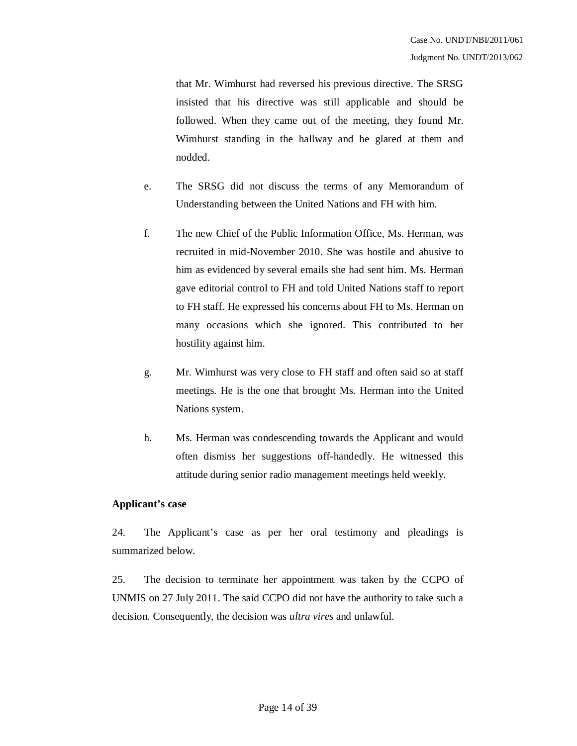that Mr. Wimhurst had reversed his previous directive. The SRSG insisted that his directive was still applicable and should be followed. When they came out of the meeting, they found Mr. Wimhurst standing in the hallway and he glared at them and nodded.

e. The SRSG did not discuss the terms of any Memorandum of Understanding between the United Nations and FH with him.

f. The new Chief of the Public Information Office, Ms. Herman, was recruited in mid-November 2010. She was hostile and abusive to him as evidenced by several emails she had sent him. Ms. Herman gave editorial control to FH and told United Nations staff to report to FH staff. He expressed his concerns about FH to Ms. Herman on many occasions which she ignored. This contributed to her hostility against him.

g. Mr. Wimhurst was very close to FH staff and often said so at staff meetings. He is the one that brought Ms. Herman into the United Nations system.

h. Ms. Herman was condescending towards the Applicant and would often dismiss her suggestions off-handedly. He witnessed this attitude during senior radio management meetings held weekly.

**Applicant's case**

24. The Applicant's case as per her oral testimony and pleadings is summarized below.

25. The decision to terminate her appointment was taken by the CCPO of UNMIS on 27 July 2011. The said CCPO did not have the authority to take such a decision. Consequently, the decision was *ultra vires* and unlawful.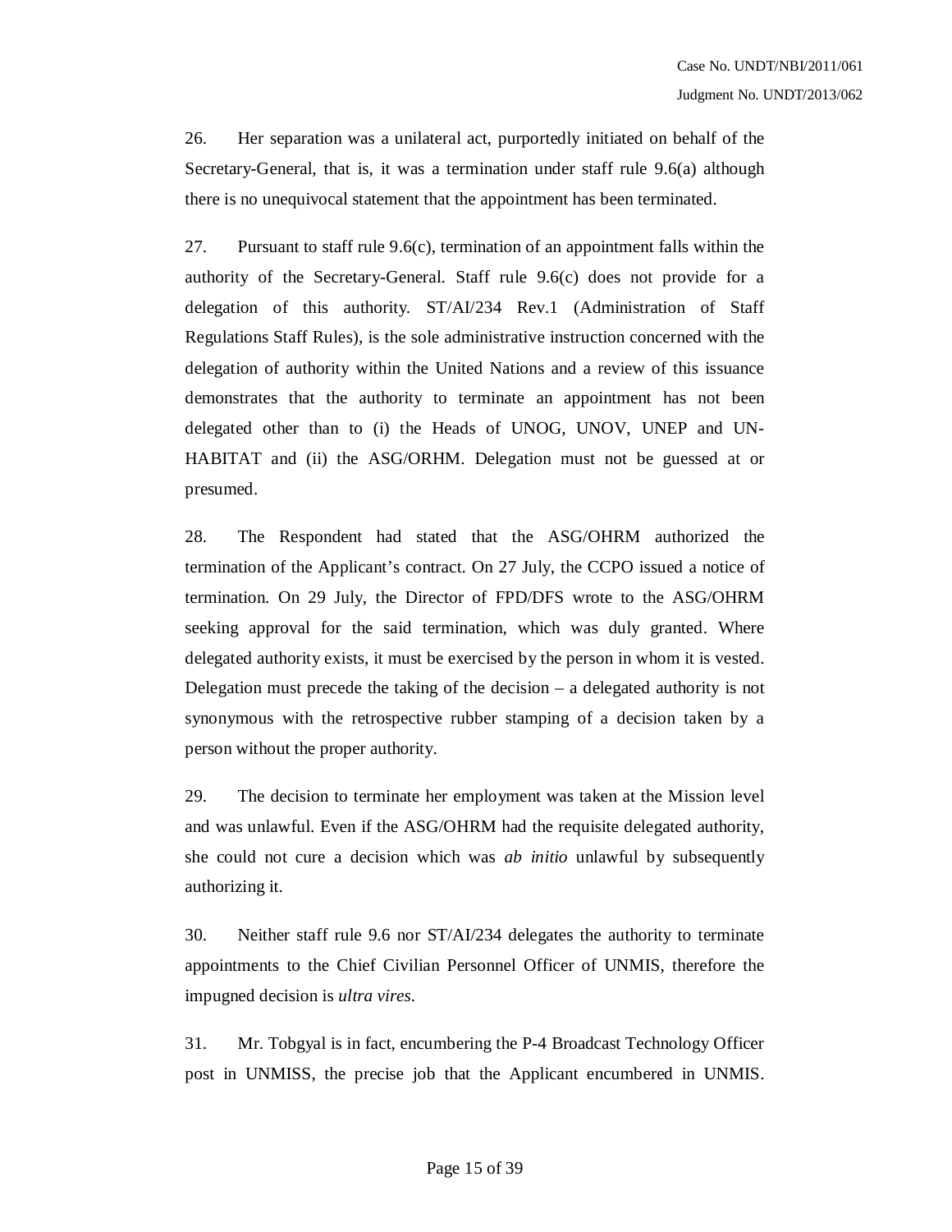26. Her separation was a unilateral act, purportedly initiated on behalf of the Secretary-General, that is, it was a termination under staff rule 9.6(a) although there is no unequivocal statement that the appointment has been terminated.

27. Pursuant to staff rule 9.6(c), termination of an appointment falls within the authority of the Secretary-General. Staff rule 9.6(c) does not provide for a delegation of this authority. ST/AI/234 Rev.1 (Administration of Staff Regulations Staff Rules), is the sole administrative instruction concerned with the delegation of authority within the United Nations and a review of this issuance demonstrates that the authority to terminate an appointment has not been delegated other than to (i) the Heads of UNOG, UNOV, UNEP and UN-HABITAT and (ii) the ASG/ORHM. Delegation must not be guessed at or presumed.

28. The Respondent had stated that the ASG/OHRM authorized the termination of the Applicant's contract. On 27 July, the CCPO issued a notice of termination. On 29 July, the Director of FPD/DFS wrote to the ASG/OHRM seeking approval for the said termination, which was duly granted. Where delegated authority exists, it must be exercised by the person in whom it is vested. Delegation must precede the taking of the decision – a delegated authority is not synonymous with the retrospective rubber stamping of a decision taken by a person without the proper authority.

29. The decision to terminate her employment was taken at the Mission level and was unlawful. Even if the ASG/OHRM had the requisite delegated authority, she could not cure a decision which was *ab initio* unlawful by subsequently authorizing it.

30. Neither staff rule 9.6 nor ST/AI/234 delegates the authority to terminate appointments to the Chief Civilian Personnel Officer of UNMIS, therefore the impugned decision is *ultra vires*.

31. Mr. Tobgyal is in fact, encumbering the P-4 Broadcast Technology Officer post in UNMISS, the precise job that the Applicant encumbered in UNMIS.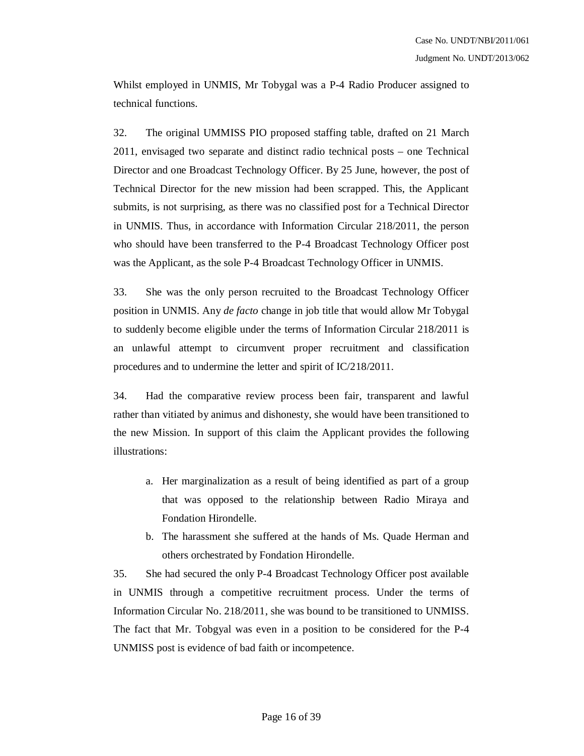Whilst employed in UNMIS, Mr Tobygal was a P-4 Radio Producer assigned to technical functions.

32. The original UMMISS PIO proposed staffing table, drafted on 21 March 2011, envisaged two separate and distinct radio technical posts – one Technical Director and one Broadcast Technology Officer. By 25 June, however, the post of Technical Director for the new mission had been scrapped. This, the Applicant submits, is not surprising, as there was no classified post for a Technical Director in UNMIS. Thus, in accordance with Information Circular 218/2011, the person who should have been transferred to the P-4 Broadcast Technology Officer post was the Applicant, as the sole P-4 Broadcast Technology Officer in UNMIS.

33. She was the only person recruited to the Broadcast Technology Officer position in UNMIS. Any *de facto* change in job title that would allow Mr Tobygal to suddenly become eligible under the terms of Information Circular 218/2011 is an unlawful attempt to circumvent proper recruitment and classification procedures and to undermine the letter and spirit of IC/218/2011.

34. Had the comparative review process been fair, transparent and lawful rather than vitiated by animus and dishonesty, she would have been transitioned to the new Mission. In support of this claim the Applicant provides the following illustrations:

a. Her marginalization as a result of being identified as part of a group that was opposed to the relationship between Radio Miraya and Fondation Hirondelle.

b. The harassment she suffered at the hands of Ms. Quade Herman and others orchestrated by Fondation Hirondelle.

35. She had secured the only P-4 Broadcast Technology Officer post available in UNMIS through a competitive recruitment process. Under the terms of Information Circular No. 218/2011, she was bound to be transitioned to UNMISS. The fact that Mr. Tobgyal was even in a position to be considered for the P-4 UNMISS post is evidence of bad faith or incompetence.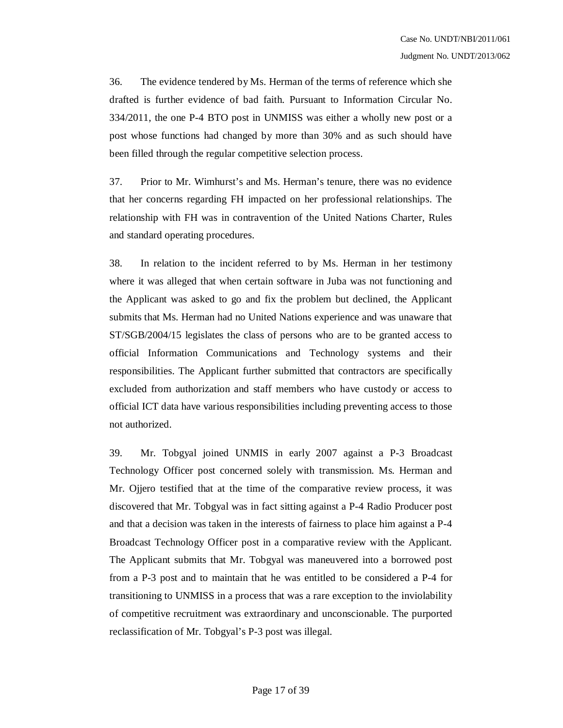36. The evidence tendered by Ms. Herman of the terms of reference which she drafted is further evidence of bad faith. Pursuant to Information Circular No. 334/2011, the one P-4 BTO post in UNMISS was either a wholly new post or a post whose functions had changed by more than 30% and as such should have been filled through the regular competitive selection process.

37. Prior to Mr. Wimhurst's and Ms. Herman's tenure, there was no evidence that her concerns regarding FH impacted on her professional relationships. The relationship with FH was in contravention of the United Nations Charter, Rules and standard operating procedures.

38. In relation to the incident referred to by Ms. Herman in her testimony where it was alleged that when certain software in Juba was not functioning and the Applicant was asked to go and fix the problem but declined, the Applicant submits that Ms. Herman had no United Nations experience and was unaware that ST/SGB/2004/15 legislates the class of persons who are to be granted access to official Information Communications and Technology systems and their responsibilities. The Applicant further submitted that contractors are specifically excluded from authorization and staff members who have custody or access to official ICT data have various responsibilities including preventing access to those not authorized.

39. Mr. Tobgyal joined UNMIS in early 2007 against a P-3 Broadcast Technology Officer post concerned solely with transmission. Ms. Herman and Mr. Ojjero testified that at the time of the comparative review process, it was discovered that Mr. Tobgyal was in fact sitting against a P-4 Radio Producer post and that a decision was taken in the interests of fairness to place him against a P-4 Broadcast Technology Officer post in a comparative review with the Applicant. The Applicant submits that Mr. Tobgyal was maneuvered into a borrowed post from a P-3 post and to maintain that he was entitled to be considered a P-4 for transitioning to UNMISS in a process that was a rare exception to the inviolability of competitive recruitment was extraordinary and unconscionable. The purported reclassification of Mr. Tobgyal's P-3 post was illegal.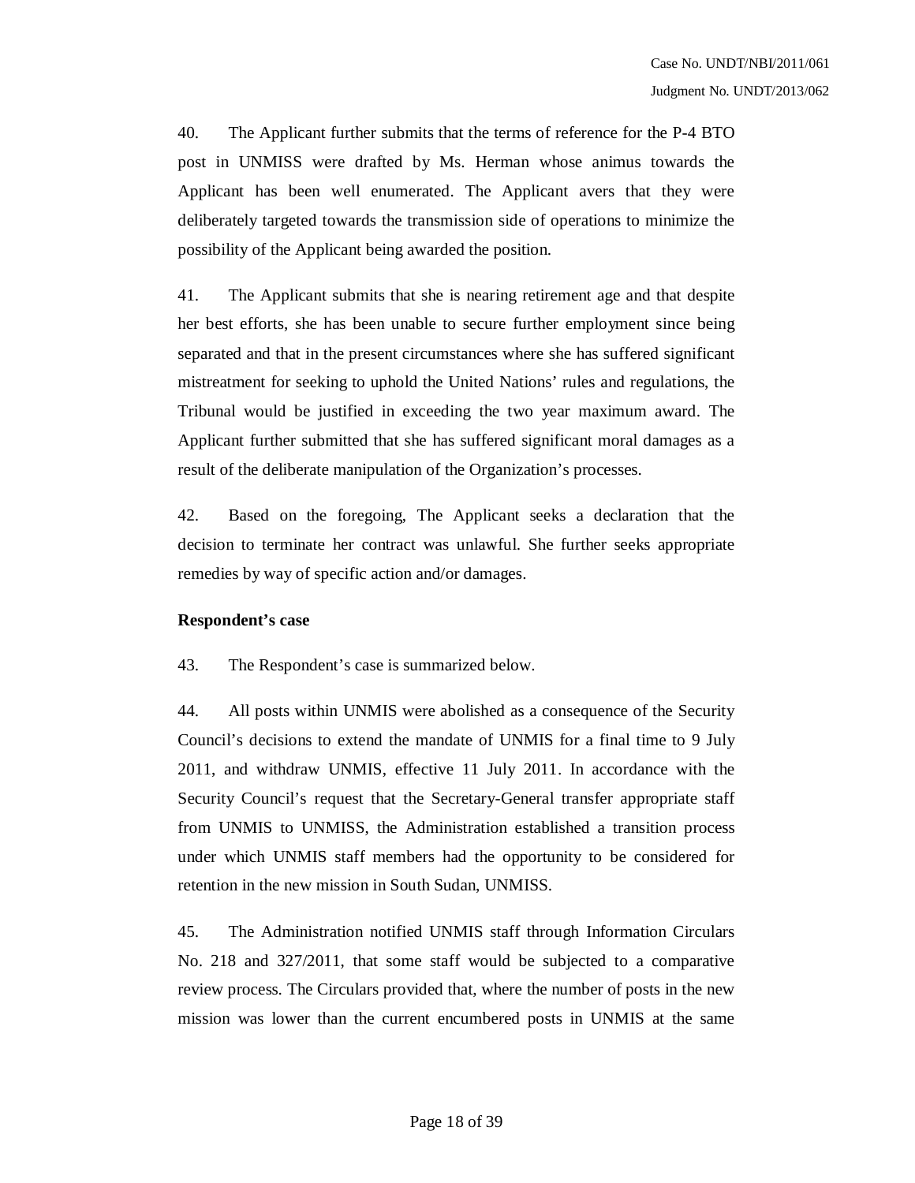40. The Applicant further submits that the terms of reference for the P-4 BTO post in UNMISS were drafted by Ms. Herman whose animus towards the Applicant has been well enumerated. The Applicant avers that they were deliberately targeted towards the transmission side of operations to minimize the possibility of the Applicant being awarded the position.

41. The Applicant submits that she is nearing retirement age and that despite her best efforts, she has been unable to secure further employment since being separated and that in the present circumstances where she has suffered significant mistreatment for seeking to uphold the United Nations' rules and regulations, the Tribunal would be justified in exceeding the two year maximum award. The Applicant further submitted that she has suffered significant moral damages as a result of the deliberate manipulation of the Organization's processes.

42. Based on the foregoing, The Applicant seeks a declaration that the decision to terminate her contract was unlawful. She further seeks appropriate remedies by way of specific action and/or damages.

**Respondent's case**

43. The Respondent's case is summarized below.

44. All posts within UNMIS were abolished as a consequence of the Security Council's decisions to extend the mandate of UNMIS for a final time to 9 July 2011, and withdraw UNMIS, effective 11 July 2011. In accordance with the Security Council's request that the Secretary-General transfer appropriate staff from UNMIS to UNMISS, the Administration established a transition process under which UNMIS staff members had the opportunity to be considered for retention in the new mission in South Sudan, UNMISS.

45. The Administration notified UNMIS staff through Information Circulars No. 218 and 327/2011, that some staff would be subjected to a comparative review process. The Circulars provided that, where the number of posts in the new mission was lower than the current encumbered posts in UNMIS at the same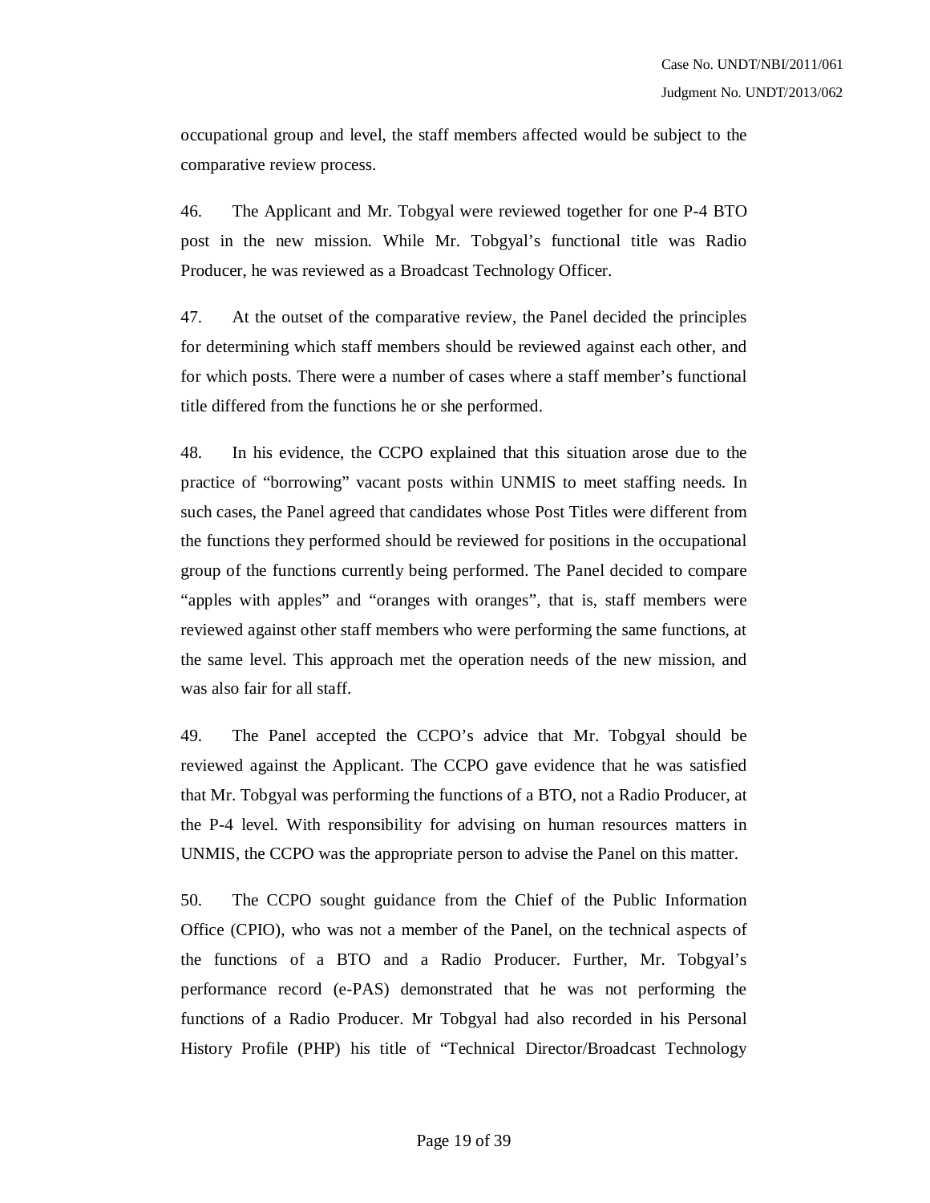occupational group and level, the staff members affected would be subject to the comparative review process.

46. The Applicant and Mr. Tobgyal were reviewed together for one P-4 BTO post in the new mission. While Mr. Tobgyal's functional title was Radio Producer, he was reviewed as a Broadcast Technology Officer.

47. At the outset of the comparative review, the Panel decided the principles for determining which staff members should be reviewed against each other, and for which posts. There were a number of cases where a staff member's functional title differed from the functions he or she performed.

48. In his evidence, the CCPO explained that this situation arose due to the practice of "borrowing" vacant posts within UNMIS to meet staffing needs. In such cases, the Panel agreed that candidates whose Post Titles were different from the functions they performed should be reviewed for positions in the occupational group of the functions currently being performed. The Panel decided to compare "apples with apples" and "oranges with oranges", that is, staff members were reviewed against other staff members who were performing the same functions, at the same level. This approach met the operation needs of the new mission, and was also fair for all staff.

49. The Panel accepted the CCPO's advice that Mr. Tobgyal should be reviewed against the Applicant. The CCPO gave evidence that he was satisfied that Mr. Tobgyal was performing the functions of a BTO, not a Radio Producer, at the P-4 level. With responsibility for advising on human resources matters in UNMIS, the CCPO was the appropriate person to advise the Panel on this matter.

50. The CCPO sought guidance from the Chief of the Public Information Office (CPIO), who was not a member of the Panel, on the technical aspects of the functions of a BTO and a Radio Producer. Further, Mr. Tobgyal's performance record (e-PAS) demonstrated that he was not performing the functions of a Radio Producer. Mr Tobgyal had also recorded in his Personal History Profile (PHP) his title of "Technical Director/Broadcast Technology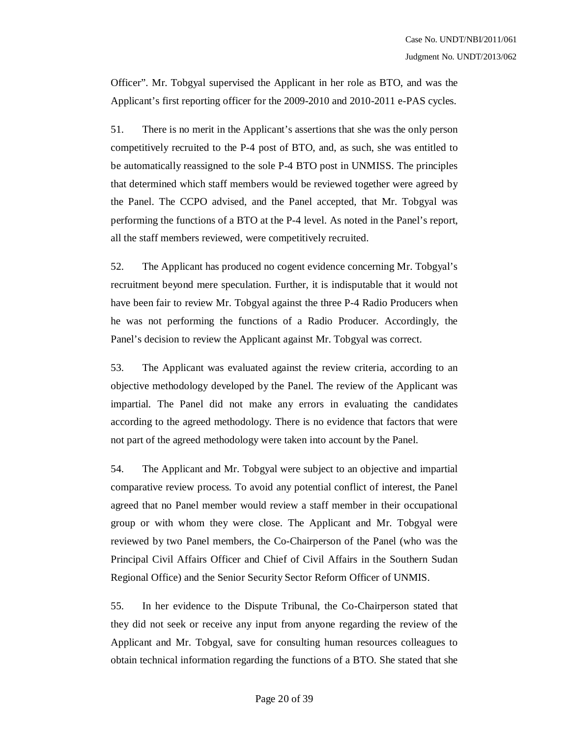Officer". Mr. Tobgyal supervised the Applicant in her role as BTO, and was the Applicant's first reporting officer for the 2009-2010 and 2010-2011 e-PAS cycles.

51. There is no merit in the Applicant's assertions that she was the only person competitively recruited to the P-4 post of BTO, and, as such, she was entitled to be automatically reassigned to the sole P-4 BTO post in UNMISS. The principles that determined which staff members would be reviewed together were agreed by the Panel. The CCPO advised, and the Panel accepted, that Mr. Tobgyal was performing the functions of a BTO at the P-4 level. As noted in the Panel's report, all the staff members reviewed, were competitively recruited.

52. The Applicant has produced no cogent evidence concerning Mr. Tobgyal's recruitment beyond mere speculation. Further, it is indisputable that it would not have been fair to review Mr. Tobgyal against the three P-4 Radio Producers when he was not performing the functions of a Radio Producer. Accordingly, the Panel's decision to review the Applicant against Mr. Tobgyal was correct.

53. The Applicant was evaluated against the review criteria, according to an objective methodology developed by the Panel. The review of the Applicant was impartial. The Panel did not make any errors in evaluating the candidates according to the agreed methodology. There is no evidence that factors that were not part of the agreed methodology were taken into account by the Panel.

54. The Applicant and Mr. Tobgyal were subject to an objective and impartial comparative review process. To avoid any potential conflict of interest, the Panel agreed that no Panel member would review a staff member in their occupational group or with whom they were close. The Applicant and Mr. Tobgyal were reviewed by two Panel members, the Co-Chairperson of the Panel (who was the Principal Civil Affairs Officer and Chief of Civil Affairs in the Southern Sudan Regional Office) and the Senior Security Sector Reform Officer of UNMIS.

55. In her evidence to the Dispute Tribunal, the Co-Chairperson stated that they did not seek or receive any input from anyone regarding the review of the Applicant and Mr. Tobgyal, save for consulting human resources colleagues to obtain technical information regarding the functions of a BTO. She stated that she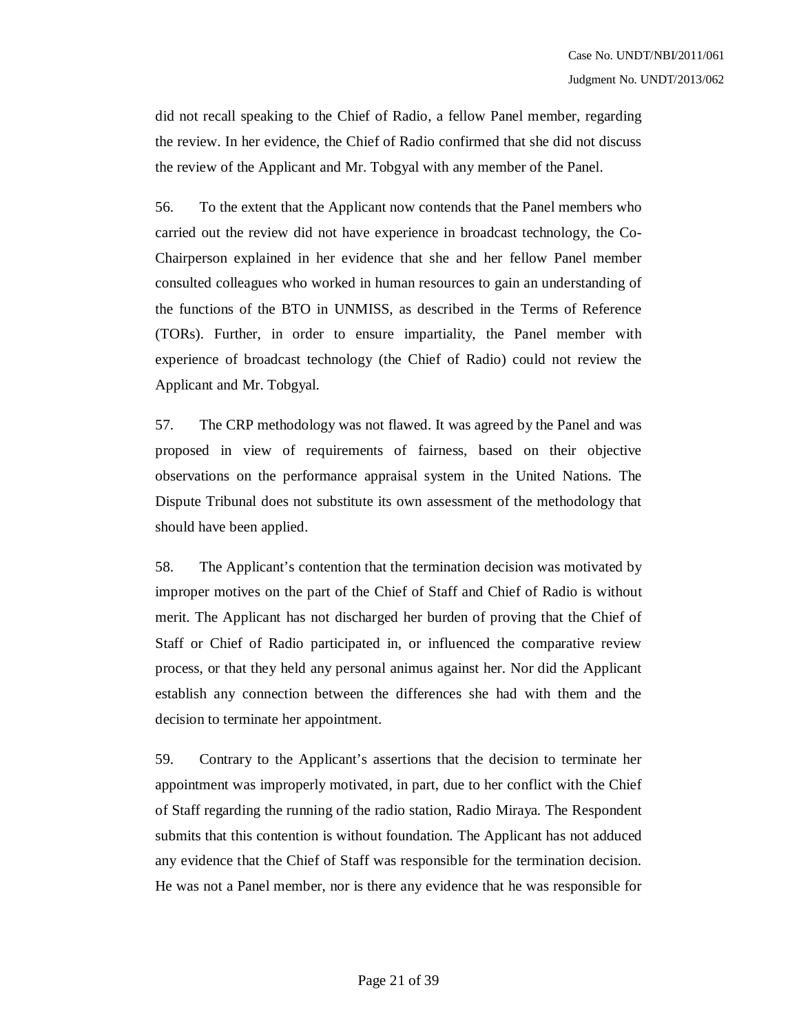did not recall speaking to the Chief of Radio, a fellow Panel member, regarding the review. In her evidence, the Chief of Radio confirmed that she did not discuss the review of the Applicant and Mr. Tobgyal with any member of the Panel.

56. To the extent that the Applicant now contends that the Panel members who carried out the review did not have experience in broadcast technology, the Co-Chairperson explained in her evidence that she and her fellow Panel member consulted colleagues who worked in human resources to gain an understanding of the functions of the BTO in UNMISS, as described in the Terms of Reference (TORs). Further, in order to ensure impartiality, the Panel member with experience of broadcast technology (the Chief of Radio) could not review the Applicant and Mr. Tobgyal.

57. The CRP methodology was not flawed. It was agreed by the Panel and was proposed in view of requirements of fairness, based on their objective observations on the performance appraisal system in the United Nations. The Dispute Tribunal does not substitute its own assessment of the methodology that should have been applied.

58. The Applicant's contention that the termination decision was motivated by improper motives on the part of the Chief of Staff and Chief of Radio is without merit. The Applicant has not discharged her burden of proving that the Chief of Staff or Chief of Radio participated in, or influenced the comparative review process, or that they held any personal animus against her. Nor did the Applicant establish any connection between the differences she had with them and the decision to terminate her appointment.

59. Contrary to the Applicant's assertions that the decision to terminate her appointment was improperly motivated, in part, due to her conflict with the Chief of Staff regarding the running of the radio station, Radio Miraya. The Respondent submits that this contention is without foundation. The Applicant has not adduced any evidence that the Chief of Staff was responsible for the termination decision. He was not a Panel member, nor is there any evidence that he was responsible for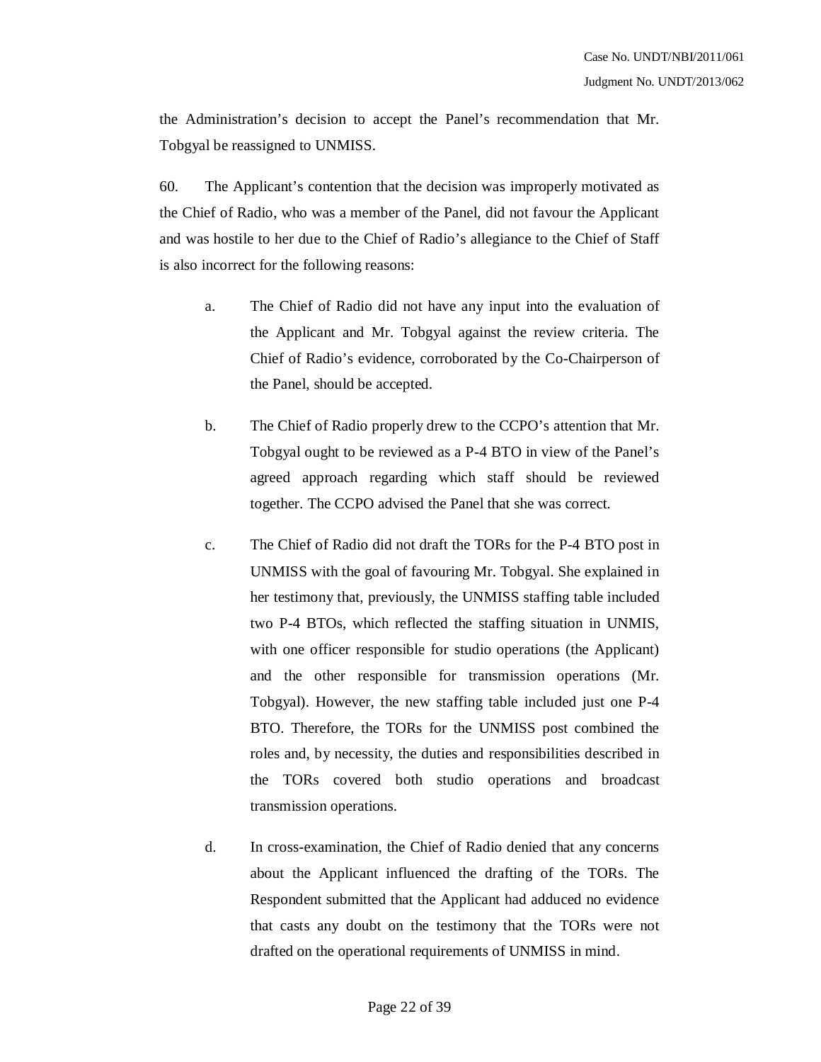the Administration's decision to accept the Panel's recommendation that Mr. Tobgyal be reassigned to UNMISS.

60. The Applicant's contention that the decision was improperly motivated as the Chief of Radio, who was a member of the Panel, did not favour the Applicant and was hostile to her due to the Chief of Radio's allegiance to the Chief of Staff is also incorrect for the following reasons:

a. The Chief of Radio did not have any input into the evaluation of the Applicant and Mr. Tobgyal against the review criteria. The Chief of Radio's evidence, corroborated by the Co-Chairperson of the Panel, should be accepted.

b. The Chief of Radio properly drew to the CCPO's attention that Mr. Tobgyal ought to be reviewed as a P-4 BTO in view of the Panel's agreed approach regarding which staff should be reviewed together. The CCPO advised the Panel that she was correct.

c. The Chief of Radio did not draft the TORs for the P-4 BTO post in UNMISS with the goal of favouring Mr. Tobgyal. She explained in her testimony that, previously, the UNMISS staffing table included two P-4 BTOs, which reflected the staffing situation in UNMIS, with one officer responsible for studio operations (the Applicant) and the other responsible for transmission operations (Mr. Tobgyal). However, the new staffing table included just one P-4 BTO. Therefore, the TORs for the UNMISS post combined the roles and, by necessity, the duties and responsibilities described in the TORs covered both studio operations and broadcast transmission operations.

d. In cross-examination, the Chief of Radio denied that any concerns about the Applicant influenced the drafting of the TORs. The Respondent submitted that the Applicant had adduced no evidence that casts any doubt on the testimony that the TORs were not drafted on the operational requirements of UNMISS in mind.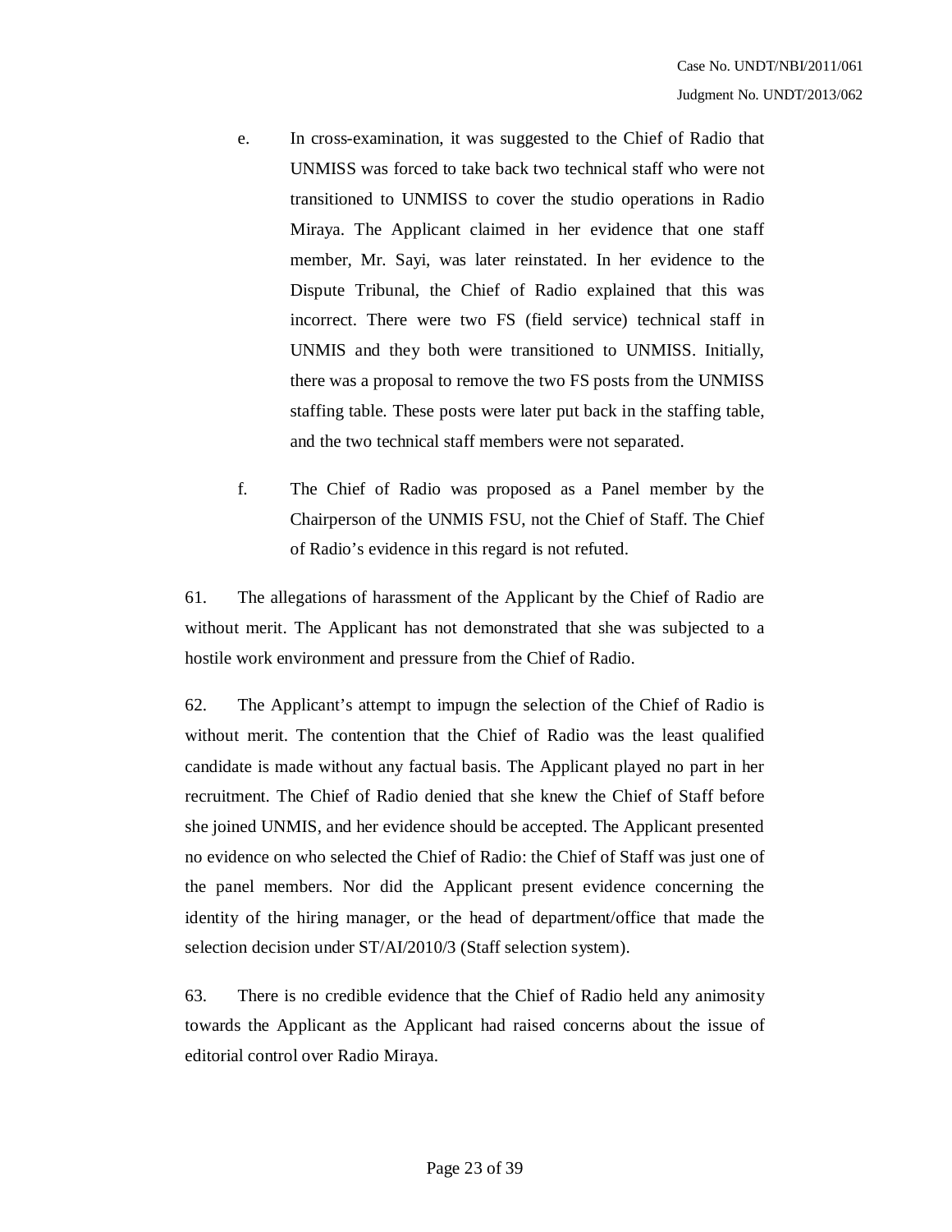e. In cross-examination, it was suggested to the Chief of Radio that UNMISS was forced to take back two technical staff who were not transitioned to UNMISS to cover the studio operations in Radio Miraya. The Applicant claimed in her evidence that one staff member, Mr. Sayi, was later reinstated. In her evidence to the Dispute Tribunal, the Chief of Radio explained that this was incorrect. There were two FS (field service) technical staff in UNMIS and they both were transitioned to UNMISS. Initially, there was a proposal to remove the two FS posts from the UNMISS staffing table. These posts were later put back in the staffing table, and the two technical staff members were not separated.

f. The Chief of Radio was proposed as a Panel member by the Chairperson of the UNMIS FSU, not the Chief of Staff. The Chief of Radio's evidence in this regard is not refuted.

61. The allegations of harassment of the Applicant by the Chief of Radio are without merit. The Applicant has not demonstrated that she was subjected to a hostile work environment and pressure from the Chief of Radio.

62. The Applicant's attempt to impugn the selection of the Chief of Radio is without merit. The contention that the Chief of Radio was the least qualified candidate is made without any factual basis. The Applicant played no part in her recruitment. The Chief of Radio denied that she knew the Chief of Staff before she joined UNMIS, and her evidence should be accepted. The Applicant presented no evidence on who selected the Chief of Radio: the Chief of Staff was just one of the panel members. Nor did the Applicant present evidence concerning the identity of the hiring manager, or the head of department/office that made the selection decision under ST/AI/2010/3 (Staff selection system).

63. There is no credible evidence that the Chief of Radio held any animosity towards the Applicant as the Applicant had raised concerns about the issue of editorial control over Radio Miraya.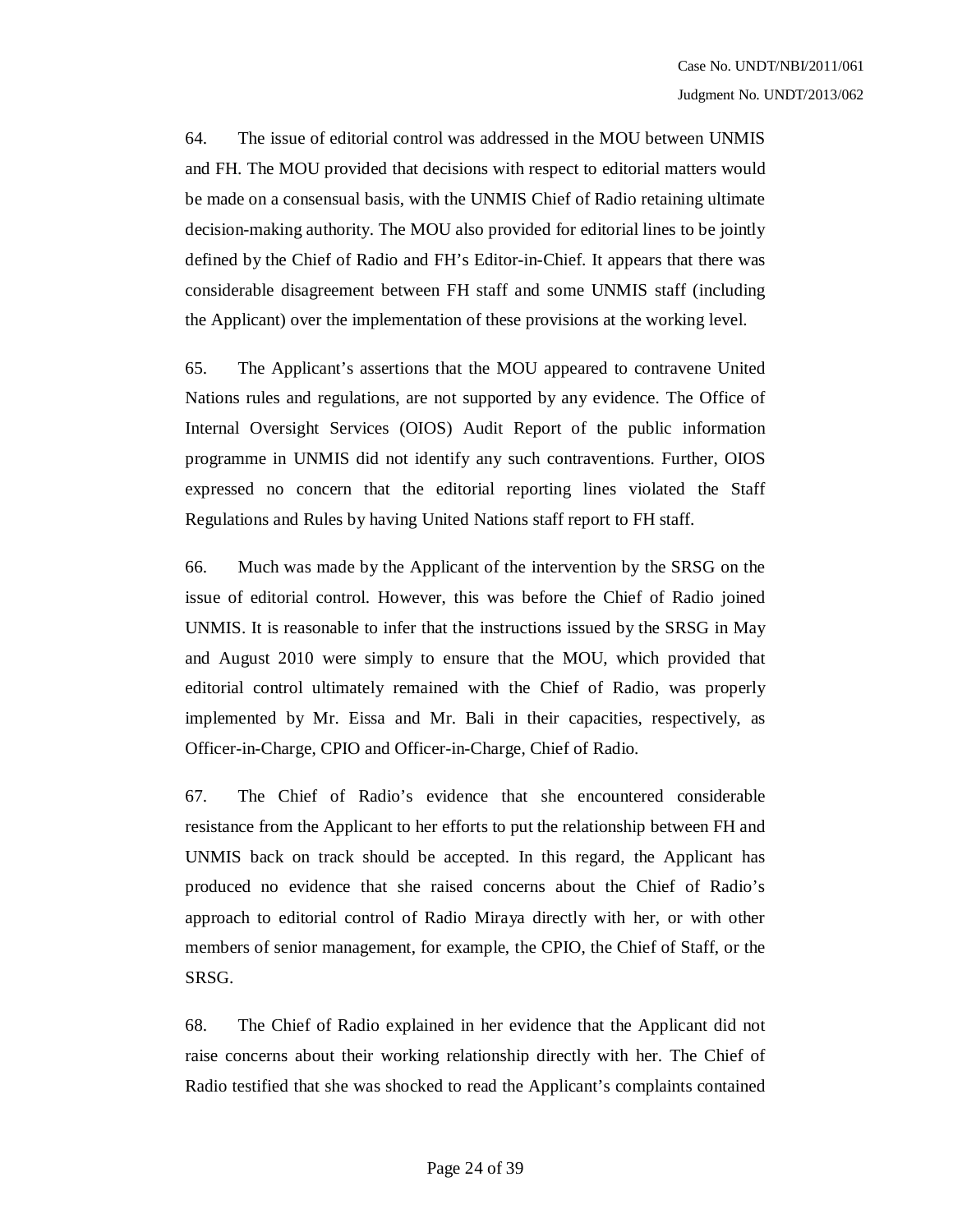64. The issue of editorial control was addressed in the MOU between UNMIS and FH. The MOU provided that decisions with respect to editorial matters would be made on a consensual basis, with the UNMIS Chief of Radio retaining ultimate decision-making authority. The MOU also provided for editorial lines to be jointly defined by the Chief of Radio and FH's Editor-in-Chief. It appears that there was considerable disagreement between FH staff and some UNMIS staff (including the Applicant) over the implementation of these provisions at the working level.

65. The Applicant's assertions that the MOU appeared to contravene United Nations rules and regulations, are not supported by any evidence. The Office of Internal Oversight Services (OIOS) Audit Report of the public information programme in UNMIS did not identify any such contraventions. Further, OIOS expressed no concern that the editorial reporting lines violated the Staff Regulations and Rules by having United Nations staff report to FH staff.

66. Much was made by the Applicant of the intervention by the SRSG on the issue of editorial control. However, this was before the Chief of Radio joined UNMIS. It is reasonable to infer that the instructions issued by the SRSG in May and August 2010 were simply to ensure that the MOU, which provided that editorial control ultimately remained with the Chief of Radio, was properly implemented by Mr. Eissa and Mr. Bali in their capacities, respectively, as Officer-in-Charge, CPIO and Officer-in-Charge, Chief of Radio.

67. The Chief of Radio's evidence that she encountered considerable resistance from the Applicant to her efforts to put the relationship between FH and UNMIS back on track should be accepted. In this regard, the Applicant has produced no evidence that she raised concerns about the Chief of Radio's approach to editorial control of Radio Miraya directly with her, or with other members of senior management, for example, the CPIO, the Chief of Staff, or the SRSG.

68. The Chief of Radio explained in her evidence that the Applicant did not raise concerns about their working relationship directly with her. The Chief of Radio testified that she was shocked to read the Applicant's complaints contained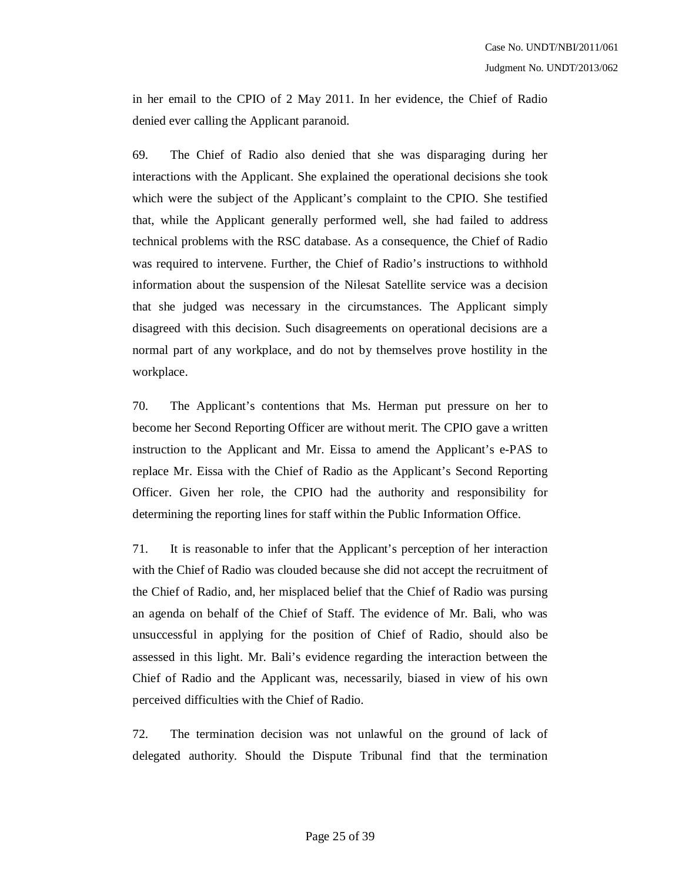in her email to the CPIO of 2 May 2011. In her evidence, the Chief of Radio denied ever calling the Applicant paranoid.

69. The Chief of Radio also denied that she was disparaging during her interactions with the Applicant. She explained the operational decisions she took which were the subject of the Applicant's complaint to the CPIO. She testified that, while the Applicant generally performed well, she had failed to address technical problems with the RSC database. As a consequence, the Chief of Radio was required to intervene. Further, the Chief of Radio's instructions to withhold information about the suspension of the Nilesat Satellite service was a decision that she judged was necessary in the circumstances. The Applicant simply disagreed with this decision. Such disagreements on operational decisions are a normal part of any workplace, and do not by themselves prove hostility in the workplace.

70. The Applicant's contentions that Ms. Herman put pressure on her to become her Second Reporting Officer are without merit. The CPIO gave a written instruction to the Applicant and Mr. Eissa to amend the Applicant's e-PAS to replace Mr. Eissa with the Chief of Radio as the Applicant's Second Reporting Officer. Given her role, the CPIO had the authority and responsibility for determining the reporting lines for staff within the Public Information Office.

71. It is reasonable to infer that the Applicant's perception of her interaction with the Chief of Radio was clouded because she did not accept the recruitment of the Chief of Radio, and, her misplaced belief that the Chief of Radio was pursing an agenda on behalf of the Chief of Staff. The evidence of Mr. Bali, who was unsuccessful in applying for the position of Chief of Radio, should also be assessed in this light. Mr. Bali's evidence regarding the interaction between the Chief of Radio and the Applicant was, necessarily, biased in view of his own perceived difficulties with the Chief of Radio.

72. The termination decision was not unlawful on the ground of lack of delegated authority. Should the Dispute Tribunal find that the termination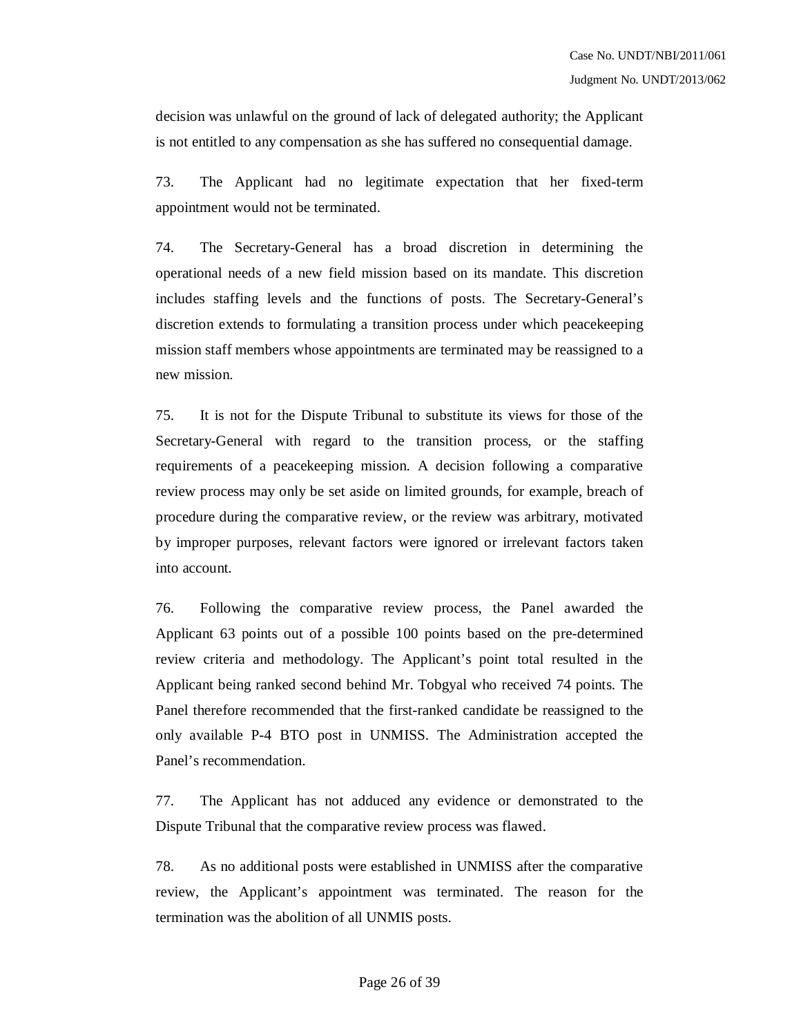decision was unlawful on the ground of lack of delegated authority; the Applicant is not entitled to any compensation as she has suffered no consequential damage.

73. The Applicant had no legitimate expectation that her fixed-term appointment would not be terminated.

74. The Secretary-General has a broad discretion in determining the operational needs of a new field mission based on its mandate. This discretion includes staffing levels and the functions of posts. The Secretary-General's discretion extends to formulating a transition process under which peacekeeping mission staff members whose appointments are terminated may be reassigned to a new mission.

75. It is not for the Dispute Tribunal to substitute its views for those of the Secretary-General with regard to the transition process, or the staffing requirements of a peacekeeping mission. A decision following a comparative review process may only be set aside on limited grounds, for example, breach of procedure during the comparative review, or the review was arbitrary, motivated by improper purposes, relevant factors were ignored or irrelevant factors taken into account.

76. Following the comparative review process, the Panel awarded the Applicant 63 points out of a possible 100 points based on the pre-determined review criteria and methodology. The Applicant's point total resulted in the Applicant being ranked second behind Mr. Tobgyal who received 74 points. The Panel therefore recommended that the first-ranked candidate be reassigned to the only available P-4 BTO post in UNMISS. The Administration accepted the Panel's recommendation.

77. The Applicant has not adduced any evidence or demonstrated to the Dispute Tribunal that the comparative review process was flawed.

78. As no additional posts were established in UNMISS after the comparative review, the Applicant's appointment was terminated. The reason for the termination was the abolition of all UNMIS posts.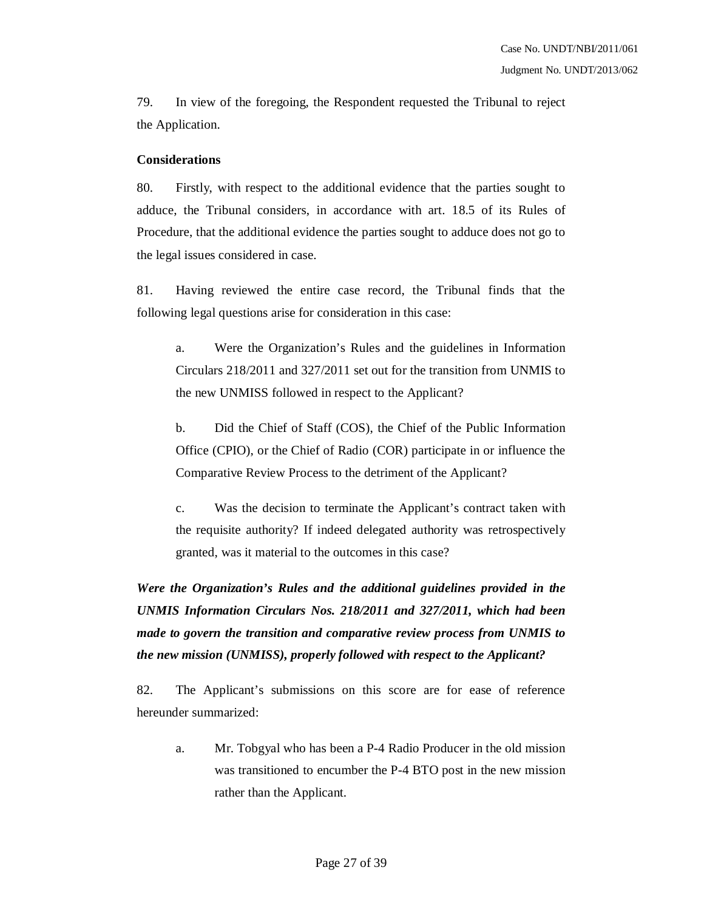79. In view of the foregoing, the Respondent requested the Tribunal to reject the Application.

**Considerations**

80. Firstly, with respect to the additional evidence that the parties sought to adduce, the Tribunal considers, in accordance with art. 18.5 of its Rules of Procedure, that the additional evidence the parties sought to adduce does not go to the legal issues considered in case.

81. Having reviewed the entire case record, the Tribunal finds that the following legal questions arise for consideration in this case:

> a. Were the Organization's Rules and the guidelines in Information Circulars 218/2011 and 327/2011 set out for the transition from UNMIS to the new UNMISS followed in respect to the Applicant?
>
> b. Did the Chief of Staff (COS), the Chief of the Public Information Office (CPIO), or the Chief of Radio (COR) participate in or influence the Comparative Review Process to the detriment of the Applicant?
>
> c. Was the decision to terminate the Applicant's contract taken with the requisite authority? If indeed delegated authority was retrospectively granted, was it material to the outcomes in this case?

***Were the Organization's Rules and the additional guidelines provided in the UNMIS Information Circulars Nos. 218/2011 and 327/2011, which had been made to govern the transition and comparative review process from UNMIS to the new mission (UNMISS), properly followed with respect to the Applicant?***

82. The Applicant's submissions on this score are for ease of reference hereunder summarized:

> a. Mr. Tobgyal who has been a P-4 Radio Producer in the old mission was transitioned to encumber the P-4 BTO post in the new mission rather than the Applicant.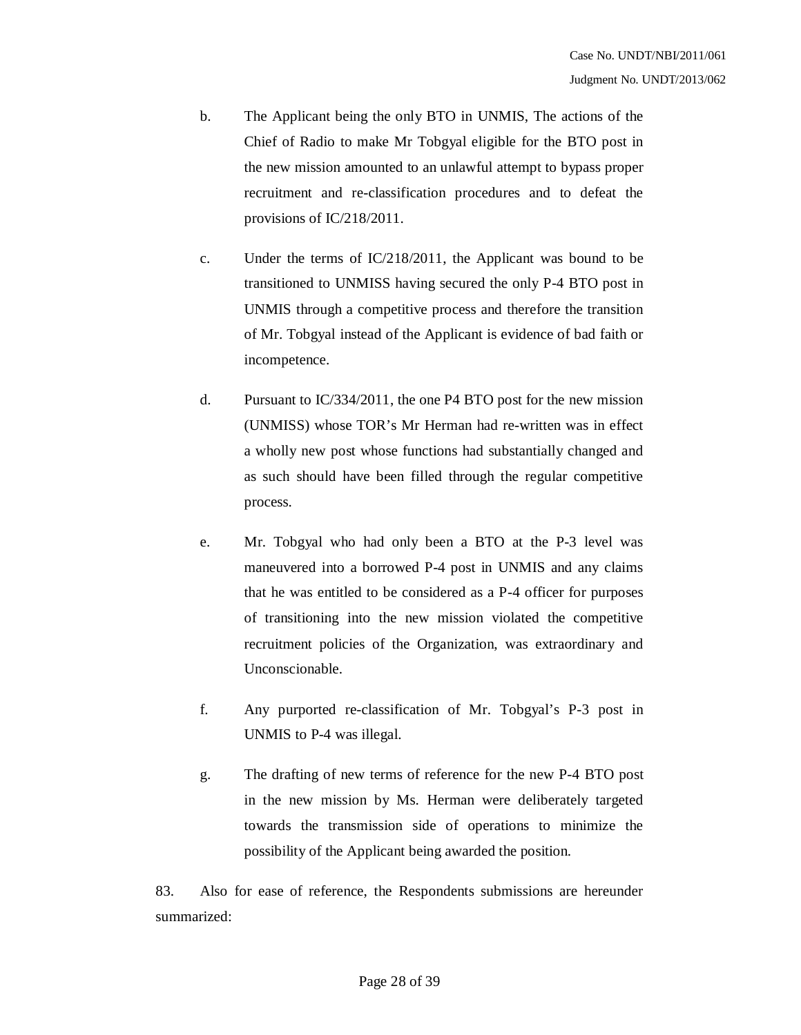b. The Applicant being the only BTO in UNMIS, The actions of the Chief of Radio to make Mr Tobgyal eligible for the BTO post in the new mission amounted to an unlawful attempt to bypass proper recruitment and re-classification procedures and to defeat the provisions of IC/218/2011.

c. Under the terms of IC/218/2011, the Applicant was bound to be transitioned to UNMISS having secured the only P-4 BTO post in UNMIS through a competitive process and therefore the transition of Mr. Tobgyal instead of the Applicant is evidence of bad faith or incompetence.

d. Pursuant to IC/334/2011, the one P4 BTO post for the new mission (UNMISS) whose TOR's Mr Herman had re-written was in effect a wholly new post whose functions had substantially changed and as such should have been filled through the regular competitive process.

e. Mr. Tobgyal who had only been a BTO at the P-3 level was maneuvered into a borrowed P-4 post in UNMIS and any claims that he was entitled to be considered as a P-4 officer for purposes of transitioning into the new mission violated the competitive recruitment policies of the Organization, was extraordinary and Unconscionable.

f. Any purported re-classification of Mr. Tobgyal's P-3 post in UNMIS to P-4 was illegal.

g. The drafting of new terms of reference for the new P-4 BTO post in the new mission by Ms. Herman were deliberately targeted towards the transmission side of operations to minimize the possibility of the Applicant being awarded the position.

83. Also for ease of reference, the Respondents submissions are hereunder summarized: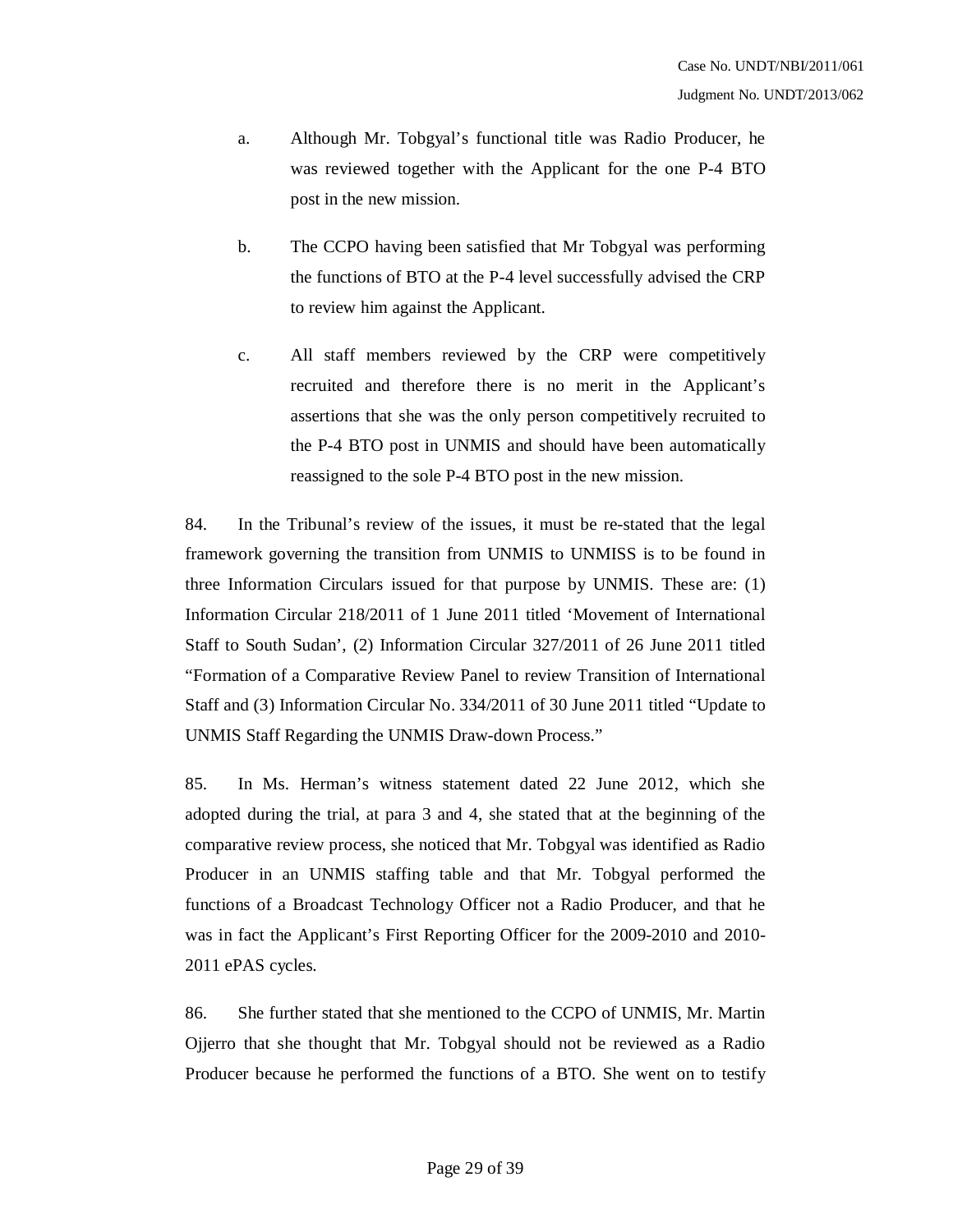a. Although Mr. Tobgyal's functional title was Radio Producer, he was reviewed together with the Applicant for the one P-4 BTO post in the new mission.

b. The CCPO having been satisfied that Mr Tobgyal was performing the functions of BTO at the P-4 level successfully advised the CRP to review him against the Applicant.

c. All staff members reviewed by the CRP were competitively recruited and therefore there is no merit in the Applicant's assertions that she was the only person competitively recruited to the P-4 BTO post in UNMIS and should have been automatically reassigned to the sole P-4 BTO post in the new mission.

84. In the Tribunal's review of the issues, it must be re-stated that the legal framework governing the transition from UNMIS to UNMISS is to be found in three Information Circulars issued for that purpose by UNMIS. These are: (1) Information Circular 218/2011 of 1 June 2011 titled 'Movement of International Staff to South Sudan', (2) Information Circular 327/2011 of 26 June 2011 titled "Formation of a Comparative Review Panel to review Transition of International Staff and (3) Information Circular No. 334/2011 of 30 June 2011 titled "Update to UNMIS Staff Regarding the UNMIS Draw-down Process."

85. In Ms. Herman's witness statement dated 22 June 2012, which she adopted during the trial, at para 3 and 4, she stated that at the beginning of the comparative review process, she noticed that Mr. Tobgyal was identified as Radio Producer in an UNMIS staffing table and that Mr. Tobgyal performed the functions of a Broadcast Technology Officer not a Radio Producer, and that he was in fact the Applicant's First Reporting Officer for the 2009-2010 and 2010-2011 ePAS cycles.

86. She further stated that she mentioned to the CCPO of UNMIS, Mr. Martin Ojjerro that she thought that Mr. Tobgyal should not be reviewed as a Radio Producer because he performed the functions of a BTO. She went on to testify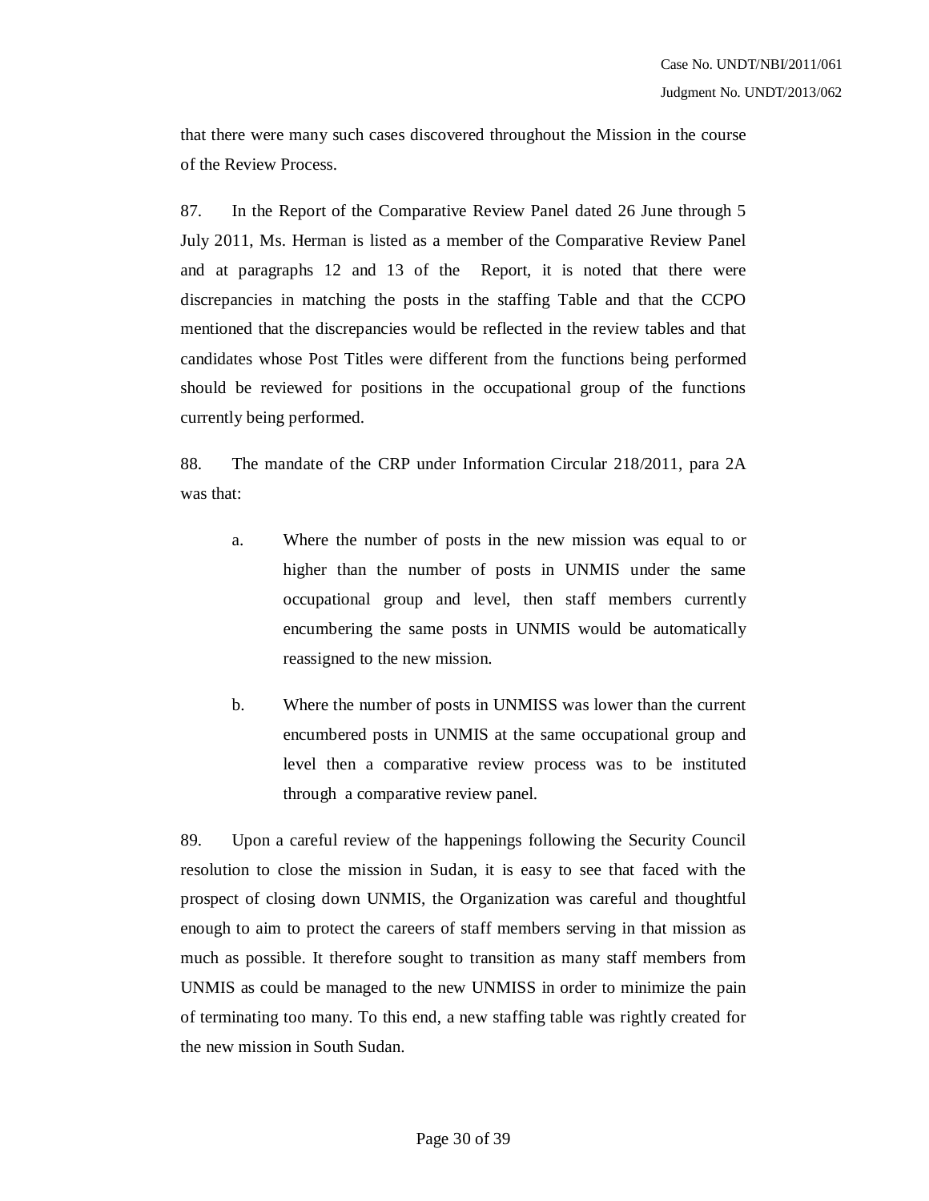that there were many such cases discovered throughout the Mission in the course of the Review Process.

87. In the Report of the Comparative Review Panel dated 26 June through 5 July 2011, Ms. Herman is listed as a member of the Comparative Review Panel and at paragraphs 12 and 13 of the Report, it is noted that there were discrepancies in matching the posts in the staffing Table and that the CCPO mentioned that the discrepancies would be reflected in the review tables and that candidates whose Post Titles were different from the functions being performed should be reviewed for positions in the occupational group of the functions currently being performed.

88. The mandate of the CRP under Information Circular 218/2011, para 2A was that:

> a. Where the number of posts in the new mission was equal to or higher than the number of posts in UNMIS under the same occupational group and level, then staff members currently encumbering the same posts in UNMIS would be automatically reassigned to the new mission.
>
> b. Where the number of posts in UNMISS was lower than the current encumbered posts in UNMIS at the same occupational group and level then a comparative review process was to be instituted through a comparative review panel.

89. Upon a careful review of the happenings following the Security Council resolution to close the mission in Sudan, it is easy to see that faced with the prospect of closing down UNMIS, the Organization was careful and thoughtful enough to aim to protect the careers of staff members serving in that mission as much as possible. It therefore sought to transition as many staff members from UNMIS as could be managed to the new UNMISS in order to minimize the pain of terminating too many. To this end, a new staffing table was rightly created for the new mission in South Sudan.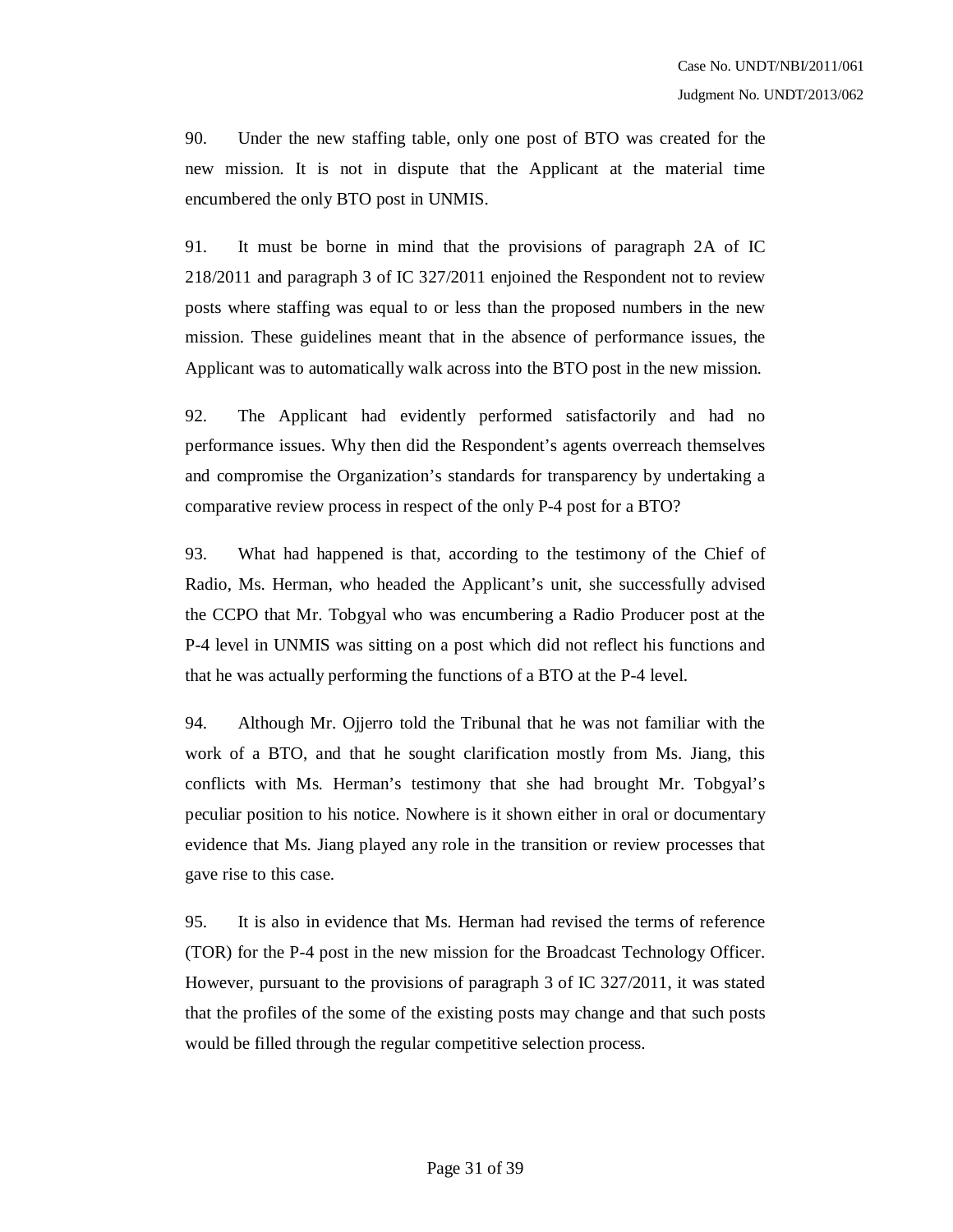90. Under the new staffing table, only one post of BTO was created for the new mission. It is not in dispute that the Applicant at the material time encumbered the only BTO post in UNMIS.

91. It must be borne in mind that the provisions of paragraph 2A of IC 218/2011 and paragraph 3 of IC 327/2011 enjoined the Respondent not to review posts where staffing was equal to or less than the proposed numbers in the new mission. These guidelines meant that in the absence of performance issues, the Applicant was to automatically walk across into the BTO post in the new mission.

92. The Applicant had evidently performed satisfactorily and had no performance issues. Why then did the Respondent's agents overreach themselves and compromise the Organization's standards for transparency by undertaking a comparative review process in respect of the only P-4 post for a BTO?

93. What had happened is that, according to the testimony of the Chief of Radio, Ms. Herman, who headed the Applicant's unit, she successfully advised the CCPO that Mr. Tobgyal who was encumbering a Radio Producer post at the P-4 level in UNMIS was sitting on a post which did not reflect his functions and that he was actually performing the functions of a BTO at the P-4 level.

94. Although Mr. Ojjerro told the Tribunal that he was not familiar with the work of a BTO, and that he sought clarification mostly from Ms. Jiang, this conflicts with Ms. Herman's testimony that she had brought Mr. Tobgyal's peculiar position to his notice. Nowhere is it shown either in oral or documentary evidence that Ms. Jiang played any role in the transition or review processes that gave rise to this case.

95. It is also in evidence that Ms. Herman had revised the terms of reference (TOR) for the P-4 post in the new mission for the Broadcast Technology Officer. However, pursuant to the provisions of paragraph 3 of IC 327/2011, it was stated that the profiles of the some of the existing posts may change and that such posts would be filled through the regular competitive selection process.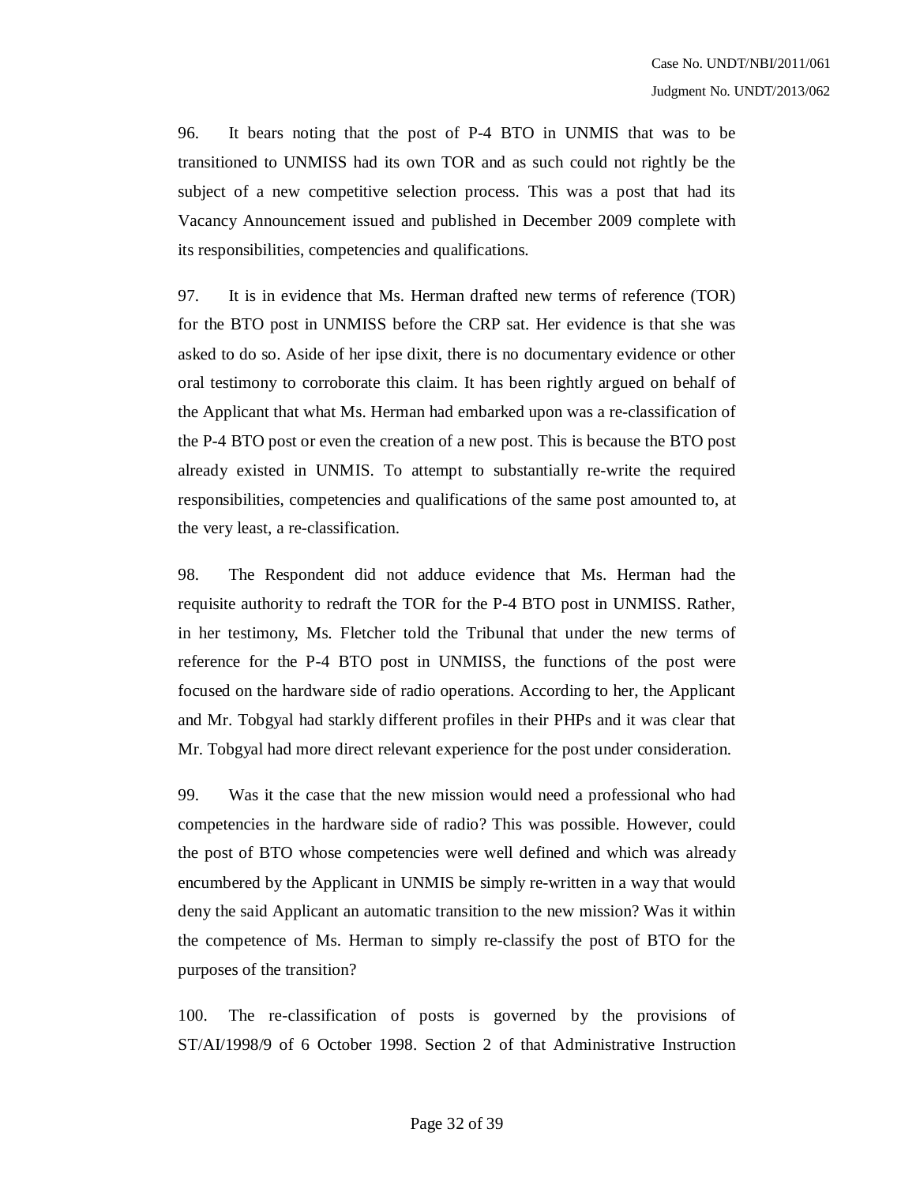96. It bears noting that the post of P-4 BTO in UNMIS that was to be transitioned to UNMISS had its own TOR and as such could not rightly be the subject of a new competitive selection process. This was a post that had its Vacancy Announcement issued and published in December 2009 complete with its responsibilities, competencies and qualifications.

97. It is in evidence that Ms. Herman drafted new terms of reference (TOR) for the BTO post in UNMISS before the CRP sat. Her evidence is that she was asked to do so. Aside of her ipse dixit, there is no documentary evidence or other oral testimony to corroborate this claim. It has been rightly argued on behalf of the Applicant that what Ms. Herman had embarked upon was a re-classification of the P-4 BTO post or even the creation of a new post. This is because the BTO post already existed in UNMIS. To attempt to substantially re-write the required responsibilities, competencies and qualifications of the same post amounted to, at the very least, a re-classification.

98. The Respondent did not adduce evidence that Ms. Herman had the requisite authority to redraft the TOR for the P-4 BTO post in UNMISS. Rather, in her testimony, Ms. Fletcher told the Tribunal that under the new terms of reference for the P-4 BTO post in UNMISS, the functions of the post were focused on the hardware side of radio operations. According to her, the Applicant and Mr. Tobgyal had starkly different profiles in their PHPs and it was clear that Mr. Tobgyal had more direct relevant experience for the post under consideration.

99. Was it the case that the new mission would need a professional who had competencies in the hardware side of radio? This was possible. However, could the post of BTO whose competencies were well defined and which was already encumbered by the Applicant in UNMIS be simply re-written in a way that would deny the said Applicant an automatic transition to the new mission? Was it within the competence of Ms. Herman to simply re-classify the post of BTO for the purposes of the transition?

100. The re-classification of posts is governed by the provisions of ST/AI/1998/9 of 6 October 1998. Section 2 of that Administrative Instruction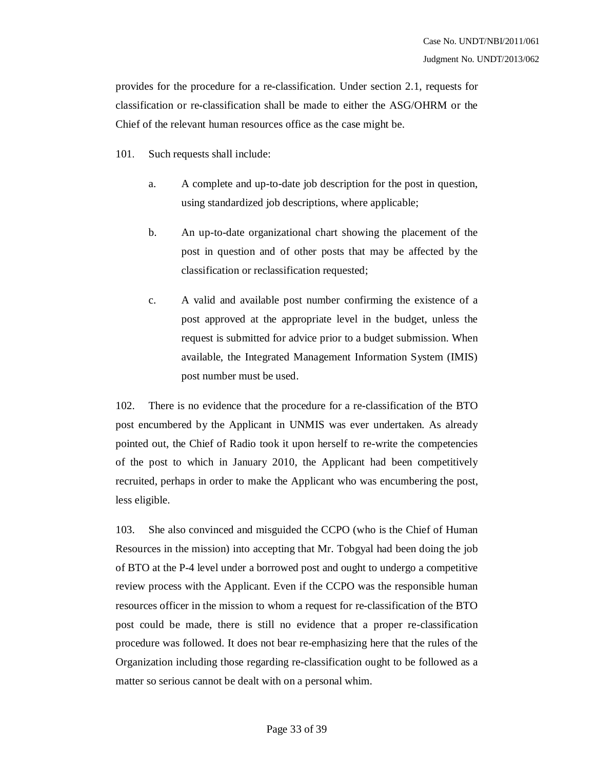provides for the procedure for a re-classification. Under section 2.1, requests for classification or re-classification shall be made to either the ASG/OHRM or the Chief of the relevant human resources office as the case might be.

101. Such requests shall include:

   a. A complete and up-to-date job description for the post in question, using standardized job descriptions, where applicable;

   b. An up-to-date organizational chart showing the placement of the post in question and of other posts that may be affected by the classification or reclassification requested;

   c. A valid and available post number confirming the existence of a post approved at the appropriate level in the budget, unless the request is submitted for advice prior to a budget submission. When available, the Integrated Management Information System (IMIS) post number must be used.

102. There is no evidence that the procedure for a re-classification of the BTO post encumbered by the Applicant in UNMIS was ever undertaken. As already pointed out, the Chief of Radio took it upon herself to re-write the competencies of the post to which in January 2010, the Applicant had been competitively recruited, perhaps in order to make the Applicant who was encumbering the post, less eligible.

103. She also convinced and misguided the CCPO (who is the Chief of Human Resources in the mission) into accepting that Mr. Tobgyal had been doing the job of BTO at the P-4 level under a borrowed post and ought to undergo a competitive review process with the Applicant. Even if the CCPO was the responsible human resources officer in the mission to whom a request for re-classification of the BTO post could be made, there is still no evidence that a proper re-classification procedure was followed. It does not bear re-emphasizing here that the rules of the Organization including those regarding re-classification ought to be followed as a matter so serious cannot be dealt with on a personal whim.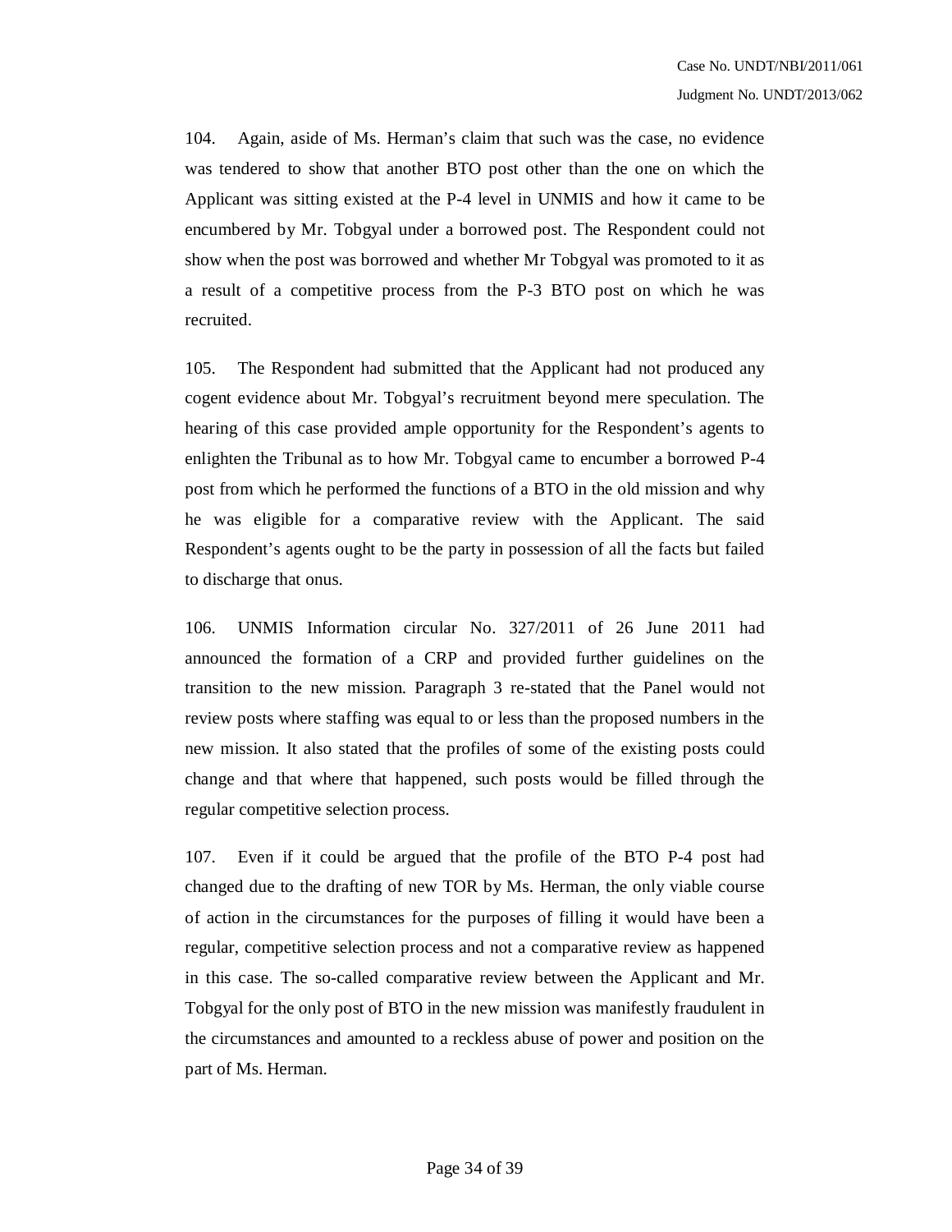104. Again, aside of Ms. Herman's claim that such was the case, no evidence was tendered to show that another BTO post other than the one on which the Applicant was sitting existed at the P-4 level in UNMIS and how it came to be encumbered by Mr. Tobgyal under a borrowed post. The Respondent could not show when the post was borrowed and whether Mr Tobgyal was promoted to it as a result of a competitive process from the P-3 BTO post on which he was recruited.

105. The Respondent had submitted that the Applicant had not produced any cogent evidence about Mr. Tobgyal's recruitment beyond mere speculation. The hearing of this case provided ample opportunity for the Respondent's agents to enlighten the Tribunal as to how Mr. Tobgyal came to encumber a borrowed P-4 post from which he performed the functions of a BTO in the old mission and why he was eligible for a comparative review with the Applicant. The said Respondent's agents ought to be the party in possession of all the facts but failed to discharge that onus.

106. UNMIS Information circular No. 327/2011 of 26 June 2011 had announced the formation of a CRP and provided further guidelines on the transition to the new mission. Paragraph 3 re-stated that the Panel would not review posts where staffing was equal to or less than the proposed numbers in the new mission. It also stated that the profiles of some of the existing posts could change and that where that happened, such posts would be filled through the regular competitive selection process.

107. Even if it could be argued that the profile of the BTO P-4 post had changed due to the drafting of new TOR by Ms. Herman, the only viable course of action in the circumstances for the purposes of filling it would have been a regular, competitive selection process and not a comparative review as happened in this case. The so-called comparative review between the Applicant and Mr. Tobgyal for the only post of BTO in the new mission was manifestly fraudulent in the circumstances and amounted to a reckless abuse of power and position on the part of Ms. Herman.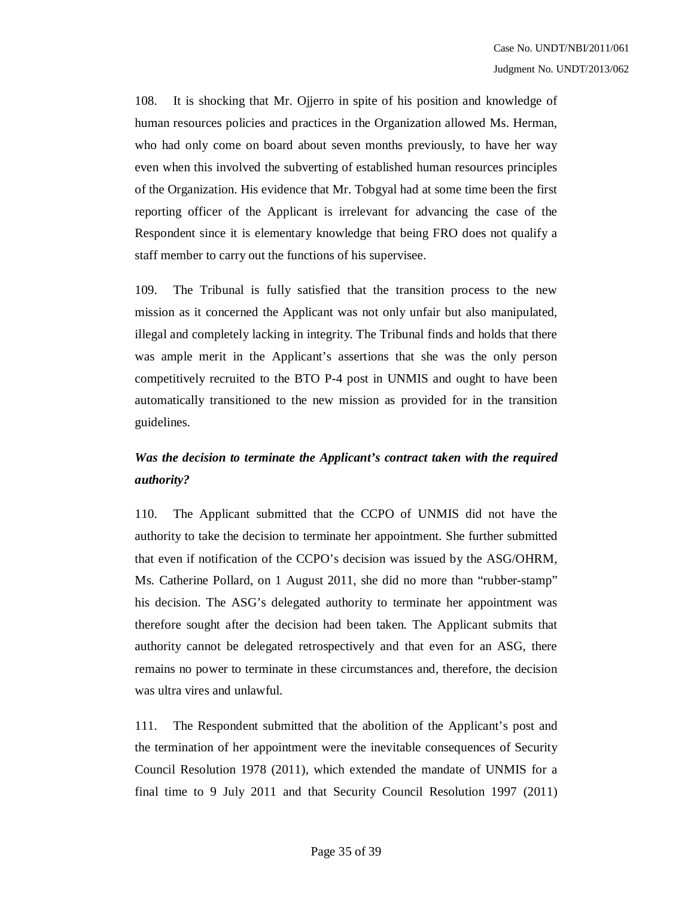108. It is shocking that Mr. Ojjerro in spite of his position and knowledge of human resources policies and practices in the Organization allowed Ms. Herman, who had only come on board about seven months previously, to have her way even when this involved the subverting of established human resources principles of the Organization. His evidence that Mr. Tobgyal had at some time been the first reporting officer of the Applicant is irrelevant for advancing the case of the Respondent since it is elementary knowledge that being FRO does not qualify a staff member to carry out the functions of his supervisee.

109. The Tribunal is fully satisfied that the transition process to the new mission as it concerned the Applicant was not only unfair but also manipulated, illegal and completely lacking in integrity. The Tribunal finds and holds that there was ample merit in the Applicant's assertions that she was the only person competitively recruited to the BTO P-4 post in UNMIS and ought to have been automatically transitioned to the new mission as provided for in the transition guidelines.

***Was the decision to terminate the Applicant's contract taken with the required authority?***

110. The Applicant submitted that the CCPO of UNMIS did not have the authority to take the decision to terminate her appointment. She further submitted that even if notification of the CCPO's decision was issued by the ASG/OHRM, Ms. Catherine Pollard, on 1 August 2011, she did no more than "rubber-stamp" his decision. The ASG's delegated authority to terminate her appointment was therefore sought after the decision had been taken. The Applicant submits that authority cannot be delegated retrospectively and that even for an ASG, there remains no power to terminate in these circumstances and, therefore, the decision was ultra vires and unlawful.

111. The Respondent submitted that the abolition of the Applicant's post and the termination of her appointment were the inevitable consequences of Security Council Resolution 1978 (2011), which extended the mandate of UNMIS for a final time to 9 July 2011 and that Security Council Resolution 1997 (2011)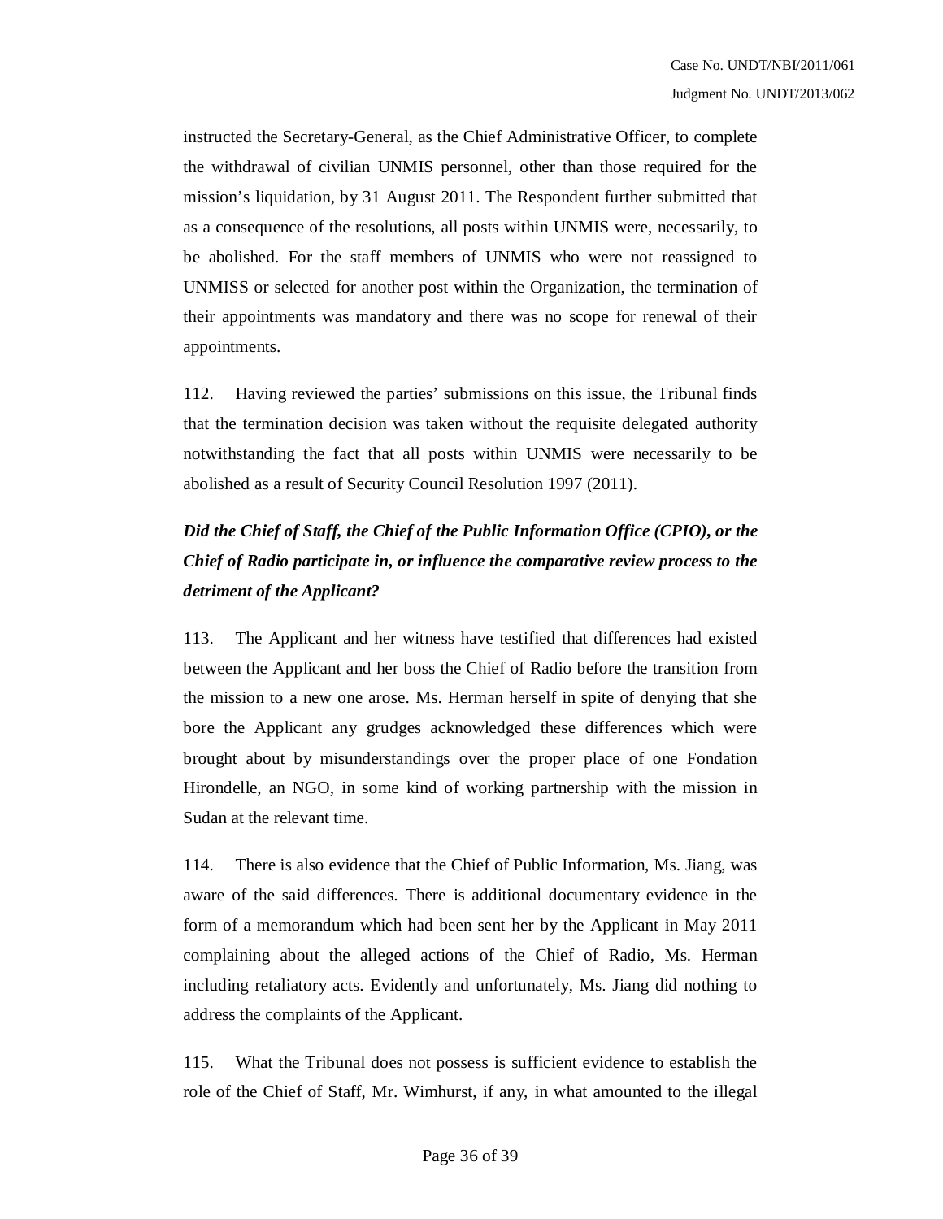instructed the Secretary-General, as the Chief Administrative Officer, to complete the withdrawal of civilian UNMIS personnel, other than those required for the mission's liquidation, by 31 August 2011. The Respondent further submitted that as a consequence of the resolutions, all posts within UNMIS were, necessarily, to be abolished. For the staff members of UNMIS who were not reassigned to UNMISS or selected for another post within the Organization, the termination of their appointments was mandatory and there was no scope for renewal of their appointments.

112. Having reviewed the parties' submissions on this issue, the Tribunal finds that the termination decision was taken without the requisite delegated authority notwithstanding the fact that all posts within UNMIS were necessarily to be abolished as a result of Security Council Resolution 1997 (2011).

***Did the Chief of Staff, the Chief of the Public Information Office (CPIO), or the Chief of Radio participate in, or influence the comparative review process to the detriment of the Applicant?***

113. The Applicant and her witness have testified that differences had existed between the Applicant and her boss the Chief of Radio before the transition from the mission to a new one arose. Ms. Herman herself in spite of denying that she bore the Applicant any grudges acknowledged these differences which were brought about by misunderstandings over the proper place of one Fondation Hirondelle, an NGO, in some kind of working partnership with the mission in Sudan at the relevant time.

114. There is also evidence that the Chief of Public Information, Ms. Jiang, was aware of the said differences. There is additional documentary evidence in the form of a memorandum which had been sent her by the Applicant in May 2011 complaining about the alleged actions of the Chief of Radio, Ms. Herman including retaliatory acts. Evidently and unfortunately, Ms. Jiang did nothing to address the complaints of the Applicant.

115. What the Tribunal does not possess is sufficient evidence to establish the role of the Chief of Staff, Mr. Wimhurst, if any, in what amounted to the illegal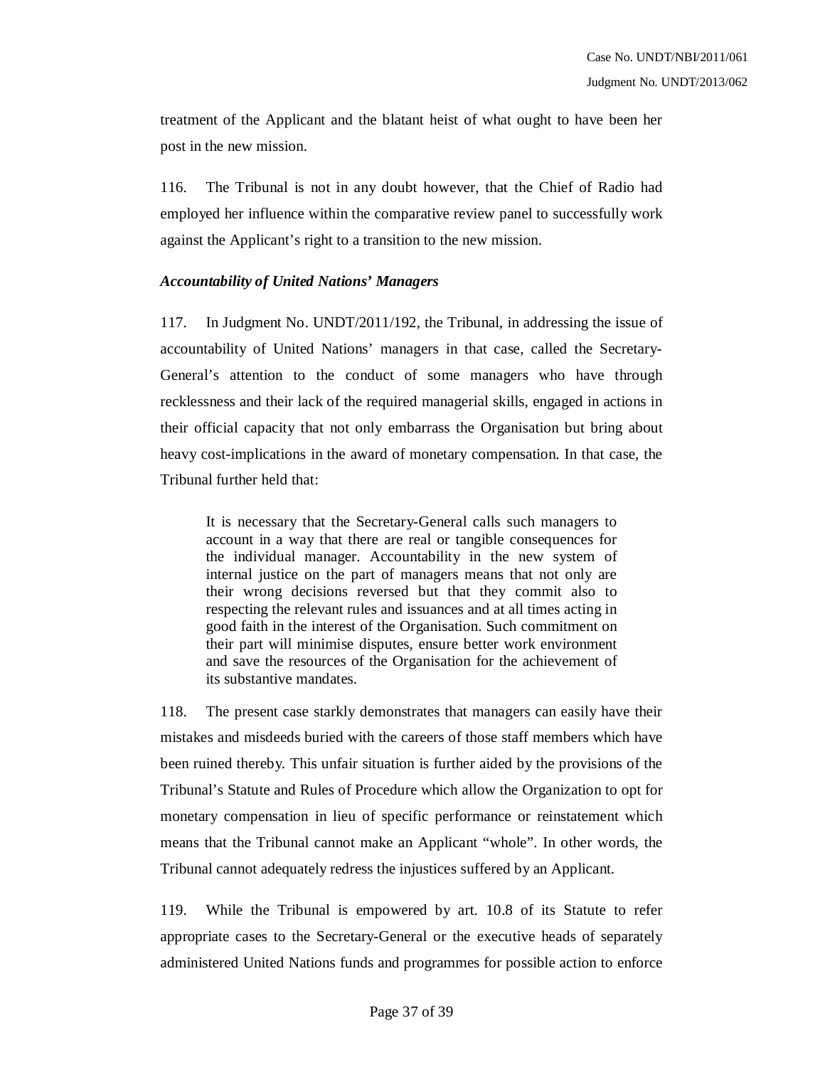treatment of the Applicant and the blatant heist of what ought to have been her post in the new mission.

116. The Tribunal is not in any doubt however, that the Chief of Radio had employed her influence within the comparative review panel to successfully work against the Applicant's right to a transition to the new mission.

***Accountability of United Nations' Managers***

117. In Judgment No. UNDT/2011/192, the Tribunal, in addressing the issue of accountability of United Nations' managers in that case, called the Secretary-General's attention to the conduct of some managers who have through recklessness and their lack of the required managerial skills, engaged in actions in their official capacity that not only embarrass the Organisation but bring about heavy cost-implications in the award of monetary compensation. In that case, the Tribunal further held that:

> It is necessary that the Secretary-General calls such managers to account in a way that there are real or tangible consequences for the individual manager. Accountability in the new system of internal justice on the part of managers means that not only are their wrong decisions reversed but that they commit also to respecting the relevant rules and issuances and at all times acting in good faith in the interest of the Organisation. Such commitment on their part will minimise disputes, ensure better work environment and save the resources of the Organisation for the achievement of its substantive mandates.

118. The present case starkly demonstrates that managers can easily have their mistakes and misdeeds buried with the careers of those staff members which have been ruined thereby. This unfair situation is further aided by the provisions of the Tribunal's Statute and Rules of Procedure which allow the Organization to opt for monetary compensation in lieu of specific performance or reinstatement which means that the Tribunal cannot make an Applicant "whole". In other words, the Tribunal cannot adequately redress the injustices suffered by an Applicant.

119. While the Tribunal is empowered by art. 10.8 of its Statute to refer appropriate cases to the Secretary-General or the executive heads of separately administered United Nations funds and programmes for possible action to enforce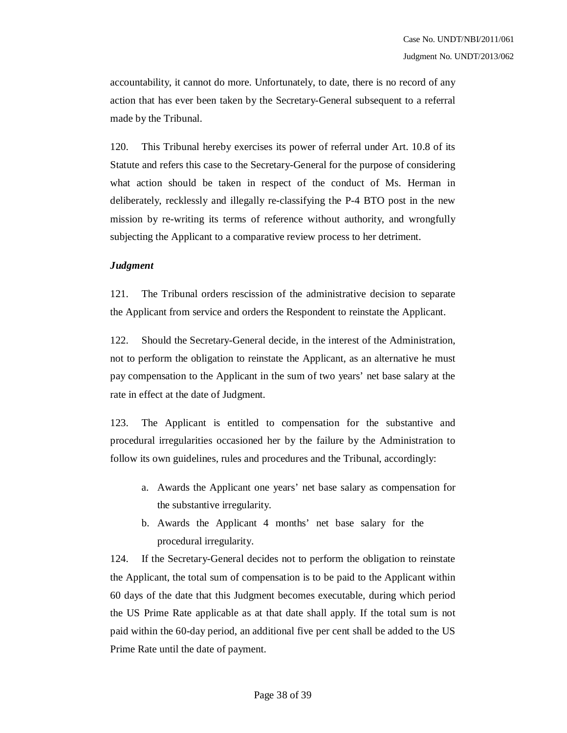accountability, it cannot do more. Unfortunately, to date, there is no record of any action that has ever been taken by the Secretary-General subsequent to a referral made by the Tribunal.

120. This Tribunal hereby exercises its power of referral under Art. 10.8 of its Statute and refers this case to the Secretary-General for the purpose of considering what action should be taken in respect of the conduct of Ms. Herman in deliberately, recklessly and illegally re-classifying the P-4 BTO post in the new mission by re-writing its terms of reference without authority, and wrongfully subjecting the Applicant to a comparative review process to her detriment.

***Judgment***

121. The Tribunal orders rescission of the administrative decision to separate the Applicant from service and orders the Respondent to reinstate the Applicant.

122. Should the Secretary-General decide, in the interest of the Administration, not to perform the obligation to reinstate the Applicant, as an alternative he must pay compensation to the Applicant in the sum of two years' net base salary at the rate in effect at the date of Judgment.

123. The Applicant is entitled to compensation for the substantive and procedural irregularities occasioned her by the failure by the Administration to follow its own guidelines, rules and procedures and the Tribunal, accordingly:

a. Awards the Applicant one years' net base salary as compensation for the substantive irregularity.
b. Awards the Applicant 4 months' net base salary for the procedural irregularity.

124. If the Secretary-General decides not to perform the obligation to reinstate the Applicant, the total sum of compensation is to be paid to the Applicant within 60 days of the date that this Judgment becomes executable, during which period the US Prime Rate applicable as at that date shall apply. If the total sum is not paid within the 60-day period, an additional five per cent shall be added to the US Prime Rate until the date of payment.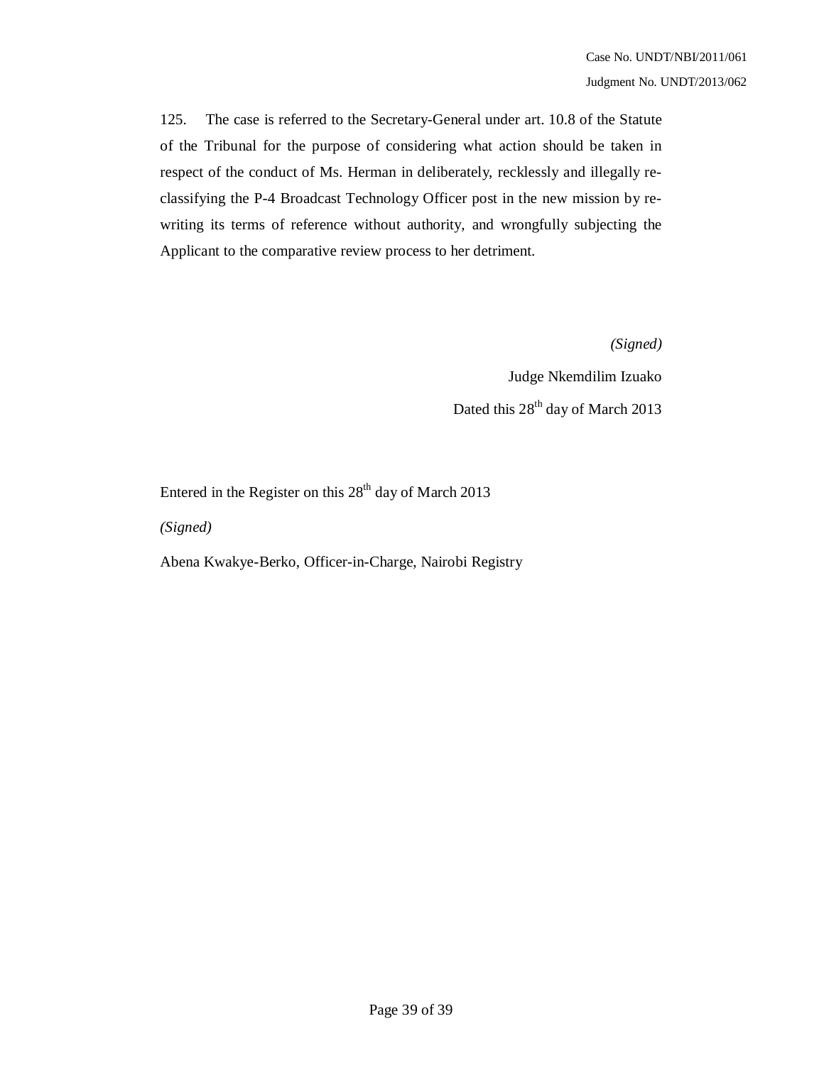125. The case is referred to the Secretary-General under art. 10.8 of the Statute of the Tribunal for the purpose of considering what action should be taken in respect of the conduct of Ms. Herman in deliberately, recklessly and illegally re-classifying the P-4 Broadcast Technology Officer post in the new mission by re-writing its terms of reference without authority, and wrongfully subjecting the Applicant to the comparative review process to her detriment.

*(Signed)*

Judge Nkemdilim Izuako

Dated this 28th day of March 2013

Entered in the Register on this 28th day of March 2013

*(Signed)*

Abena Kwakye-Berko, Officer-in-Charge, Nairobi Registry